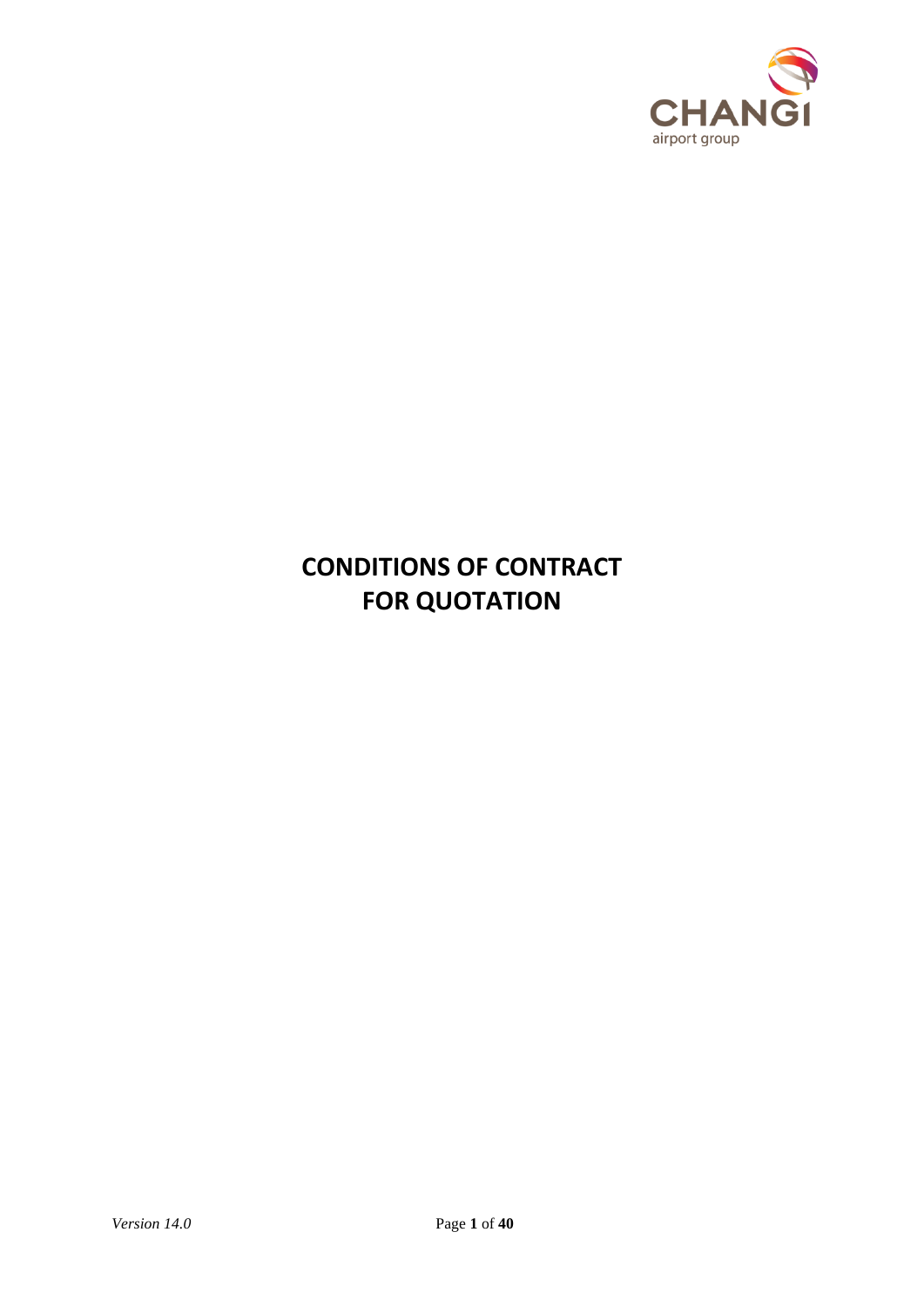# CONDITIONS OF CONTRACT FOR QUOTATION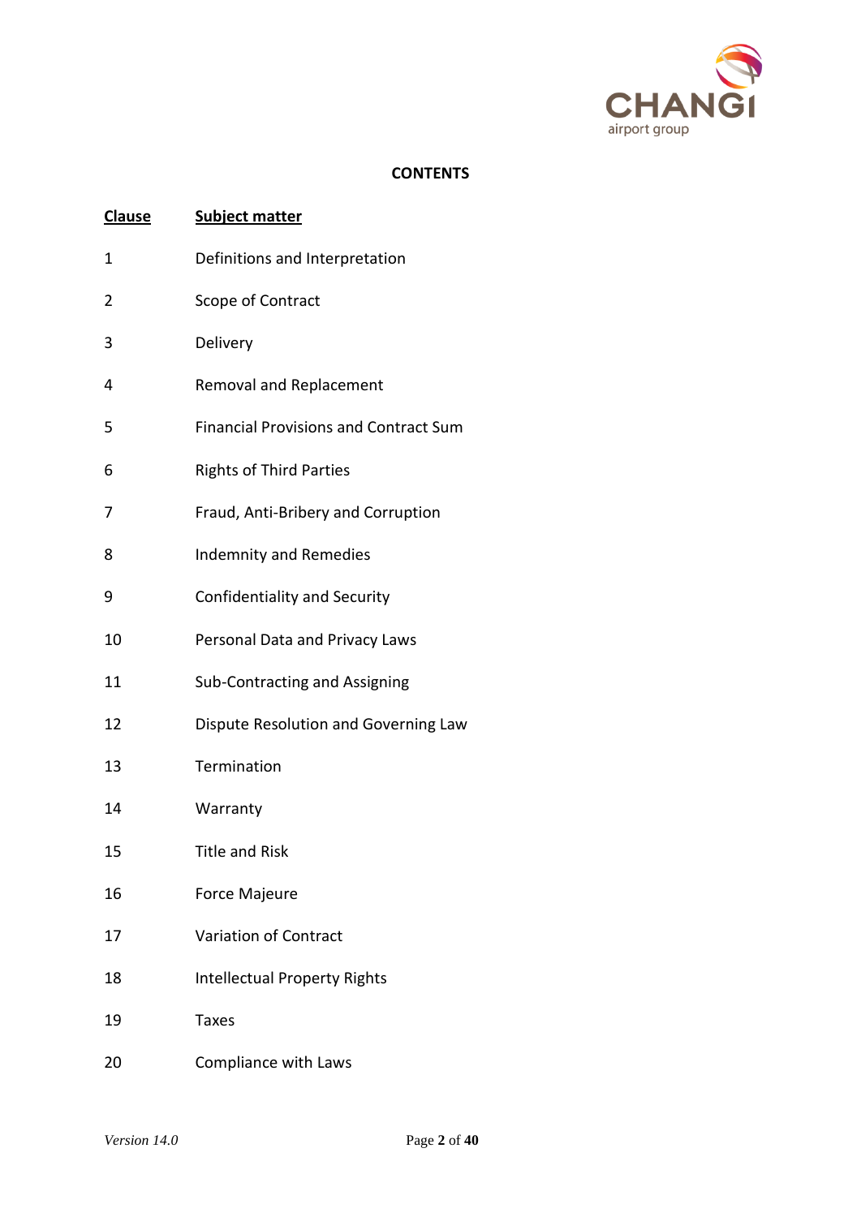**CONTENTS**

| Clause | Subject matter |
|---|---|
| 1 | Definitions and Interpretation |
| 2 | Scope of Contract |
| 3 | Delivery |
| 4 | Removal and Replacement |
| 5 | Financial Provisions and Contract Sum |
| 6 | Rights of Third Parties |
| 7 | Fraud, Anti-Bribery and Corruption |
| 8 | Indemnity and Remedies |
| 9 | Confidentiality and Security |
| 10 | Personal Data and Privacy Laws |
| 11 | Sub-Contracting and Assigning |
| 12 | Dispute Resolution and Governing Law |
| 13 | Termination |
| 14 | Warranty |
| 15 | Title and Risk |
| 16 | Force Majeure |
| 17 | Variation of Contract |
| 18 | Intellectual Property Rights |
| 19 | Taxes |
| 20 | Compliance with Laws |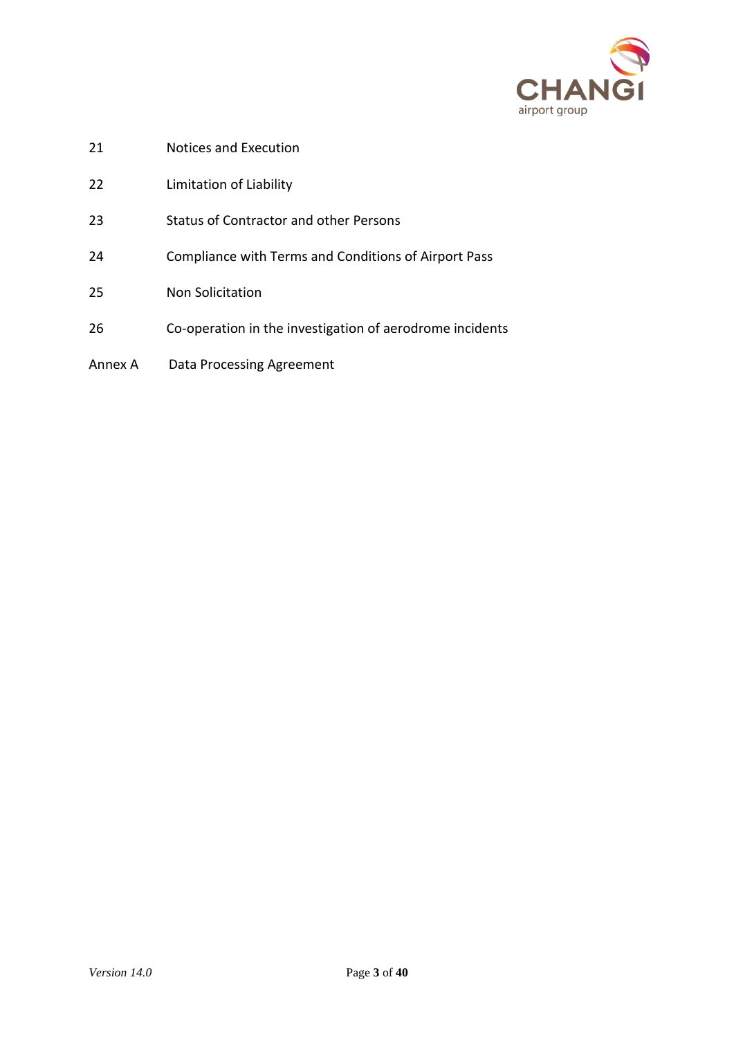| | |
|---|---|
| 21 | Notices and Execution |
| 22 | Limitation of Liability |
| 23 | Status of Contractor and other Persons |
| 24 | Compliance with Terms and Conditions of Airport Pass |
| 25 | Non Solicitation |
| 26 | Co-operation in the investigation of aerodrome incidents |
| Annex A | Data Processing Agreement |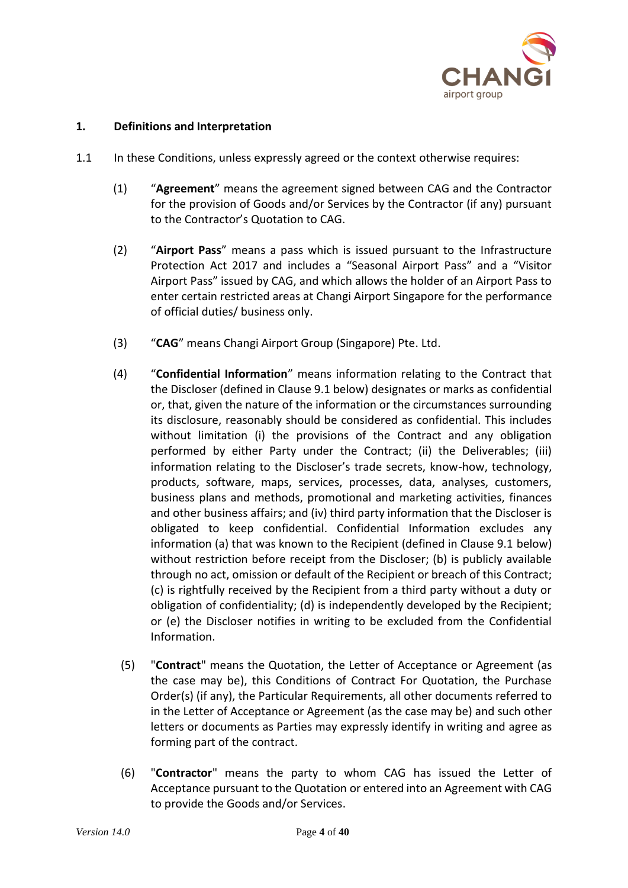## 1. Definitions and Interpretation

1.1 In these Conditions, unless expressly agreed or the context otherwise requires:

(1) "**Agreement**" means the agreement signed between CAG and the Contractor for the provision of Goods and/or Services by the Contractor (if any) pursuant to the Contractor's Quotation to CAG.

(2) "**Airport Pass**" means a pass which is issued pursuant to the Infrastructure Protection Act 2017 and includes a "Seasonal Airport Pass" and a "Visitor Airport Pass" issued by CAG, and which allows the holder of an Airport Pass to enter certain restricted areas at Changi Airport Singapore for the performance of official duties/ business only.

(3) "**CAG**" means Changi Airport Group (Singapore) Pte. Ltd.

(4) "**Confidential Information**" means information relating to the Contract that the Discloser (defined in Clause 9.1 below) designates or marks as confidential or, that, given the nature of the information or the circumstances surrounding its disclosure, reasonably should be considered as confidential. This includes without limitation (i) the provisions of the Contract and any obligation performed by either Party under the Contract; (ii) the Deliverables; (iii) information relating to the Discloser's trade secrets, know-how, technology, products, software, maps, services, processes, data, analyses, customers, business plans and methods, promotional and marketing activities, finances and other business affairs; and (iv) third party information that the Discloser is obligated to keep confidential. Confidential Information excludes any information (a) that was known to the Recipient (defined in Clause 9.1 below) without restriction before receipt from the Discloser; (b) is publicly available through no act, omission or default of the Recipient or breach of this Contract; (c) is rightfully received by the Recipient from a third party without a duty or obligation of confidentiality; (d) is independently developed by the Recipient; or (e) the Discloser notifies in writing to be excluded from the Confidential Information.

(5) "**Contract**" means the Quotation, the Letter of Acceptance or Agreement (as the case may be), this Conditions of Contract For Quotation, the Purchase Order(s) (if any), the Particular Requirements, all other documents referred to in the Letter of Acceptance or Agreement (as the case may be) and such other letters or documents as Parties may expressly identify in writing and agree as forming part of the contract.

(6) "**Contractor**" means the party to whom CAG has issued the Letter of Acceptance pursuant to the Quotation or entered into an Agreement with CAG to provide the Goods and/or Services.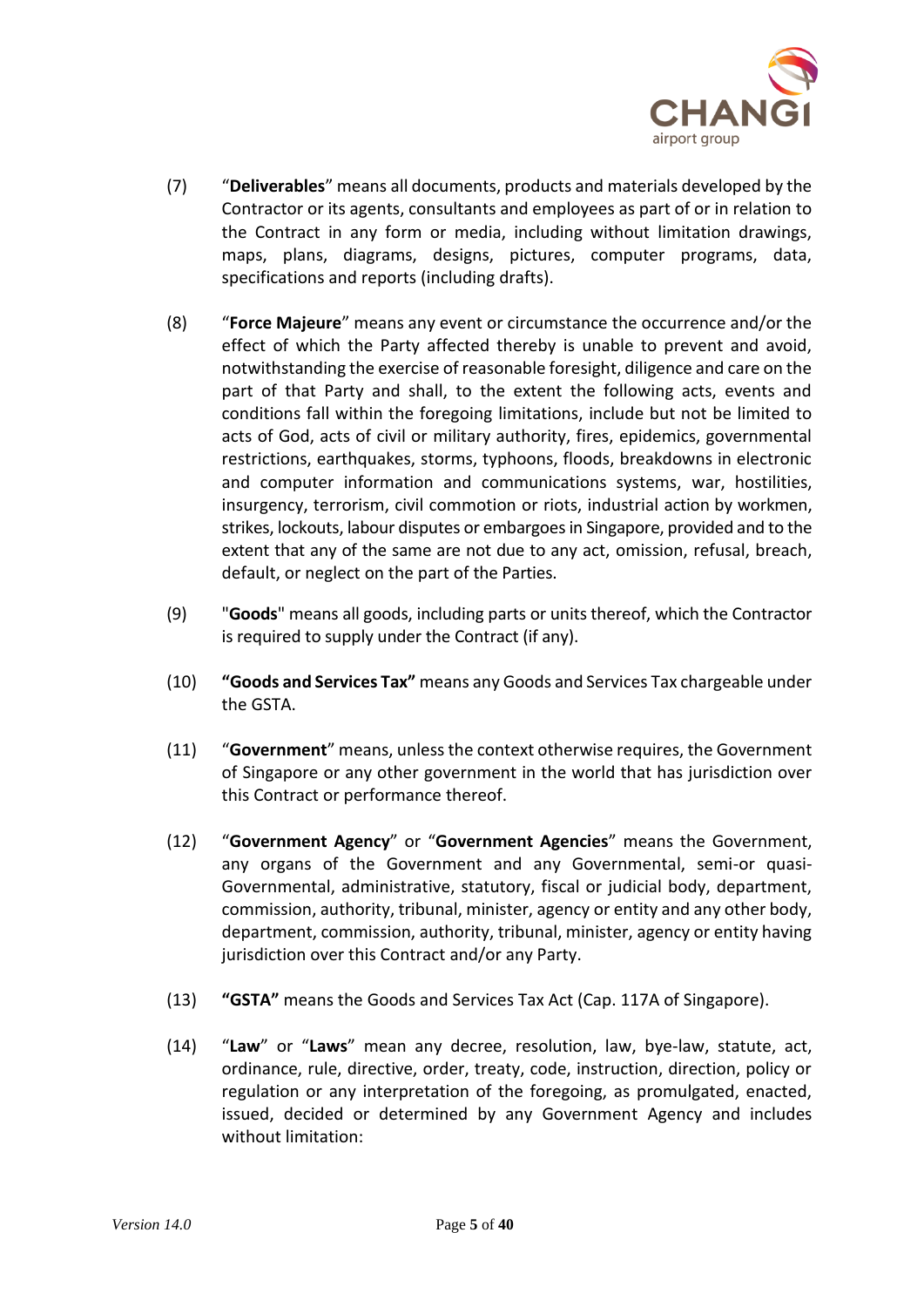(7) "**Deliverables**" means all documents, products and materials developed by the Contractor or its agents, consultants and employees as part of or in relation to the Contract in any form or media, including without limitation drawings, maps, plans, diagrams, designs, pictures, computer programs, data, specifications and reports (including drafts).

(8) "**Force Majeure**" means any event or circumstance the occurrence and/or the effect of which the Party affected thereby is unable to prevent and avoid, notwithstanding the exercise of reasonable foresight, diligence and care on the part of that Party and shall, to the extent the following acts, events and conditions fall within the foregoing limitations, include but not be limited to acts of God, acts of civil or military authority, fires, epidemics, governmental restrictions, earthquakes, storms, typhoons, floods, breakdowns in electronic and computer information and communications systems, war, hostilities, insurgency, terrorism, civil commotion or riots, industrial action by workmen, strikes, lockouts, labour disputes or embargoes in Singapore, provided and to the extent that any of the same are not due to any act, omission, refusal, breach, default, or neglect on the part of the Parties.

(9) "**Goods**" means all goods, including parts or units thereof, which the Contractor is required to supply under the Contract (if any).

(10) **"Goods and Services Tax"** means any Goods and Services Tax chargeable under the GSTA.

(11) "**Government**" means, unless the context otherwise requires, the Government of Singapore or any other government in the world that has jurisdiction over this Contract or performance thereof.

(12) "**Government Agency**" or "**Government Agencies**" means the Government, any organs of the Government and any Governmental, semi-or quasi-Governmental, administrative, statutory, fiscal or judicial body, department, commission, authority, tribunal, minister, agency or entity and any other body, department, commission, authority, tribunal, minister, agency or entity having jurisdiction over this Contract and/or any Party.

(13) **"GSTA"** means the Goods and Services Tax Act (Cap. 117A of Singapore).

(14) "**Law**" or "**Laws**" mean any decree, resolution, law, bye-law, statute, act, ordinance, rule, directive, order, treaty, code, instruction, direction, policy or regulation or any interpretation of the foregoing, as promulgated, enacted, issued, decided or determined by any Government Agency and includes without limitation: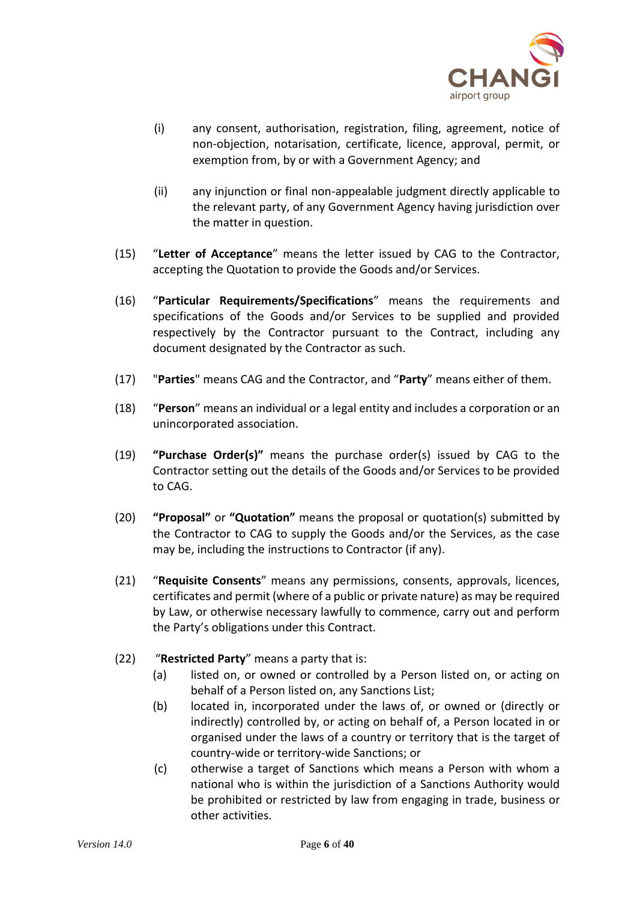(i) any consent, authorisation, registration, filing, agreement, notice of non-objection, notarisation, certificate, licence, approval, permit, or exemption from, by or with a Government Agency; and

(ii) any injunction or final non-appealable judgment directly applicable to the relevant party, of any Government Agency having jurisdiction over the matter in question.

(15) "**Letter of Acceptance**" means the letter issued by CAG to the Contractor, accepting the Quotation to provide the Goods and/or Services.

(16) "**Particular Requirements/Specifications**" means the requirements and specifications of the Goods and/or Services to be supplied and provided respectively by the Contractor pursuant to the Contract, including any document designated by the Contractor as such.

(17) "**Parties**" means CAG and the Contractor, and "**Party**" means either of them.

(18) "**Person**" means an individual or a legal entity and includes a corporation or an unincorporated association.

(19) **"Purchase Order(s)"** means the purchase order(s) issued by CAG to the Contractor setting out the details of the Goods and/or Services to be provided to CAG.

(20) **"Proposal"** or **"Quotation"** means the proposal or quotation(s) submitted by the Contractor to CAG to supply the Goods and/or the Services, as the case may be, including the instructions to Contractor (if any).

(21) "**Requisite Consents**" means any permissions, consents, approvals, licences, certificates and permit (where of a public or private nature) as may be required by Law, or otherwise necessary lawfully to commence, carry out and perform the Party's obligations under this Contract.

(22) "**Restricted Party**" means a party that is:

(a) listed on, or owned or controlled by a Person listed on, or acting on behalf of a Person listed on, any Sanctions List;

(b) located in, incorporated under the laws of, or owned or (directly or indirectly) controlled by, or acting on behalf of, a Person located in or organised under the laws of a country or territory that is the target of country-wide or territory-wide Sanctions; or

(c) otherwise a target of Sanctions which means a Person with whom a national who is within the jurisdiction of a Sanctions Authority would be prohibited or restricted by law from engaging in trade, business or other activities.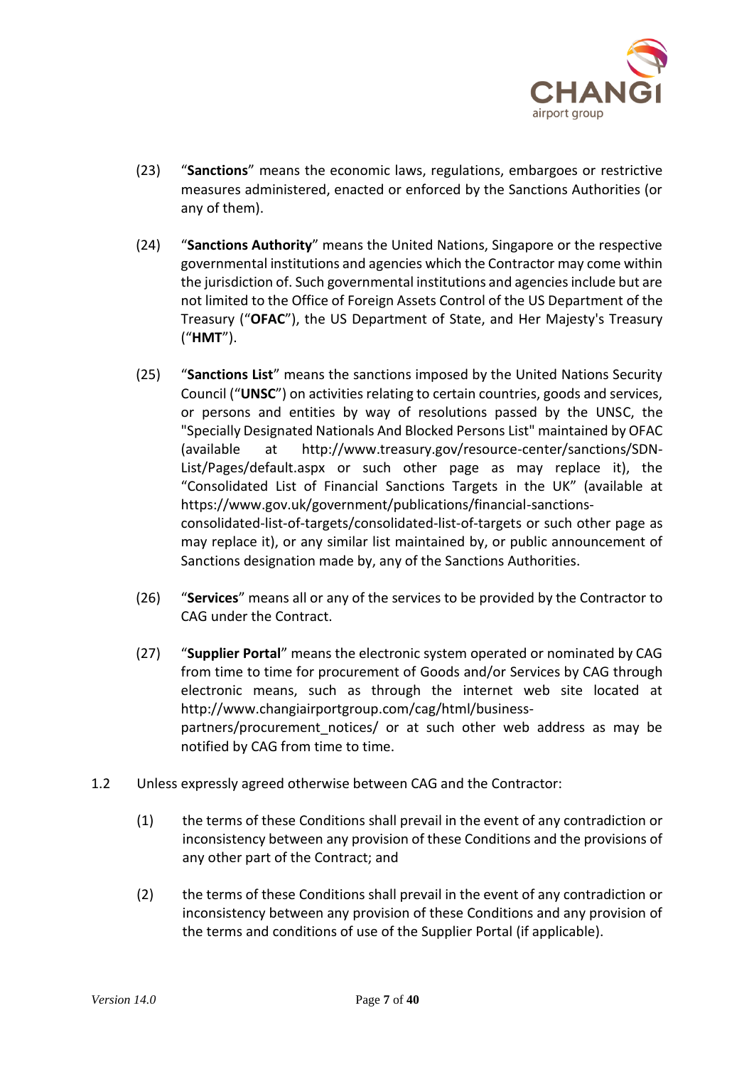(23) "**Sanctions**" means the economic laws, regulations, embargoes or restrictive measures administered, enacted or enforced by the Sanctions Authorities (or any of them).

(24) "**Sanctions Authority**" means the United Nations, Singapore or the respective governmental institutions and agencies which the Contractor may come within the jurisdiction of. Such governmental institutions and agencies include but are not limited to the Office of Foreign Assets Control of the US Department of the Treasury ("**OFAC**"), the US Department of State, and Her Majesty's Treasury ("**HMT**").

(25) "**Sanctions List**" means the sanctions imposed by the United Nations Security Council ("**UNSC**") on activities relating to certain countries, goods and services, or persons and entities by way of resolutions passed by the UNSC, the "Specially Designated Nationals And Blocked Persons List" maintained by OFAC (available at http://www.treasury.gov/resource-center/sanctions/SDN-List/Pages/default.aspx or such other page as may replace it), the "Consolidated List of Financial Sanctions Targets in the UK" (available at https://www.gov.uk/government/publications/financial-sanctions-consolidated-list-of-targets/consolidated-list-of-targets or such other page as may replace it), or any similar list maintained by, or public announcement of Sanctions designation made by, any of the Sanctions Authorities.

(26) "**Services**" means all or any of the services to be provided by the Contractor to CAG under the Contract.

(27) "**Supplier Portal**" means the electronic system operated or nominated by CAG from time to time for procurement of Goods and/or Services by CAG through electronic means, such as through the internet web site located at http://www.changiairportgroup.com/cag/html/business-partners/procurement_notices/ or at such other web address as may be notified by CAG from time to time.

1.2 Unless expressly agreed otherwise between CAG and the Contractor:

(1) the terms of these Conditions shall prevail in the event of any contradiction or inconsistency between any provision of these Conditions and the provisions of any other part of the Contract; and

(2) the terms of these Conditions shall prevail in the event of any contradiction or inconsistency between any provision of these Conditions and any provision of the terms and conditions of use of the Supplier Portal (if applicable).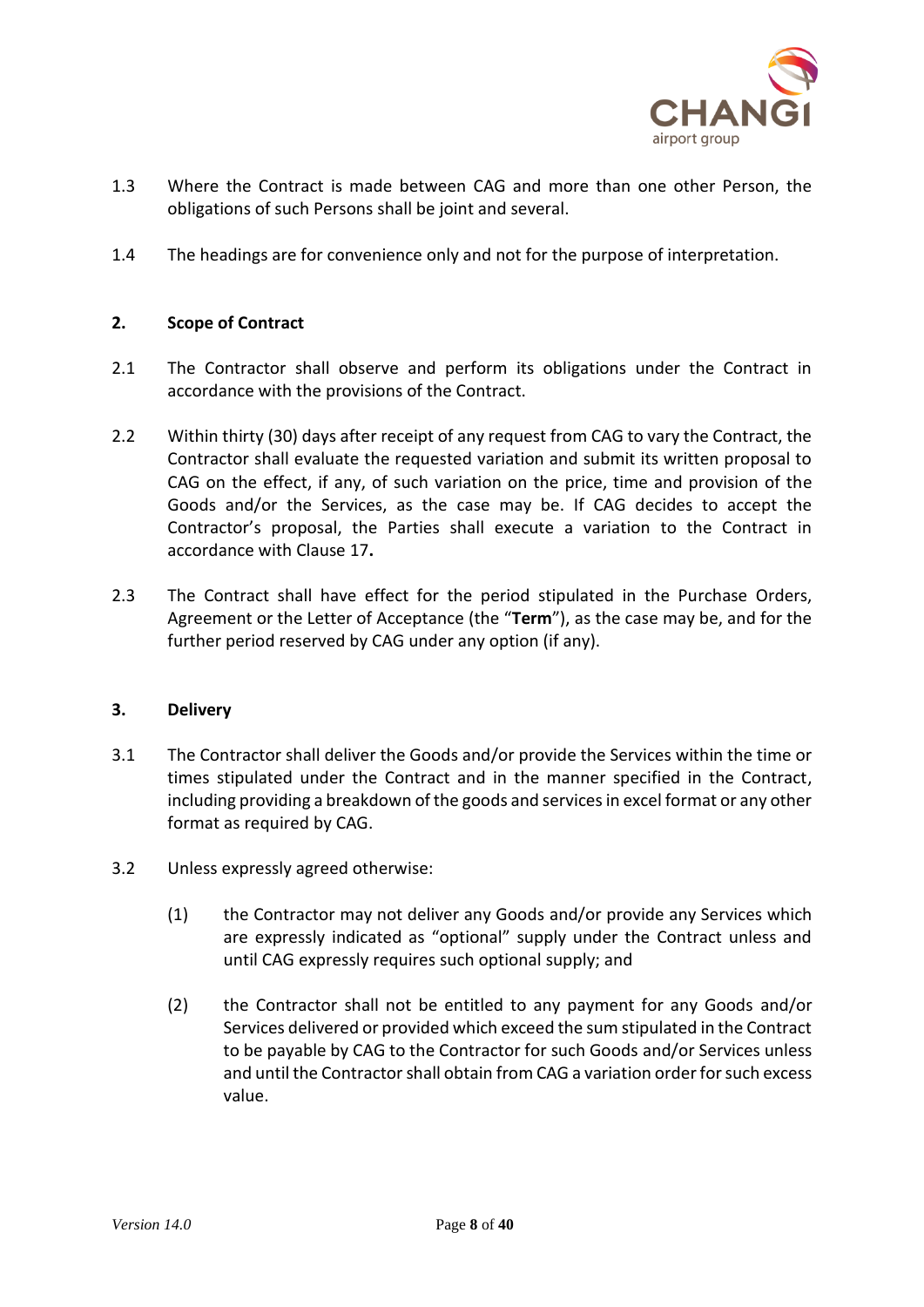1.3 Where the Contract is made between CAG and more than one other Person, the obligations of such Persons shall be joint and several.

1.4 The headings are for convenience only and not for the purpose of interpretation.

## 2. Scope of Contract

2.1 The Contractor shall observe and perform its obligations under the Contract in accordance with the provisions of the Contract.

2.2 Within thirty (30) days after receipt of any request from CAG to vary the Contract, the Contractor shall evaluate the requested variation and submit its written proposal to CAG on the effect, if any, of such variation on the price, time and provision of the Goods and/or the Services, as the case may be. If CAG decides to accept the Contractor's proposal, the Parties shall execute a variation to the Contract in accordance with Clause 17**.**

2.3 The Contract shall have effect for the period stipulated in the Purchase Orders, Agreement or the Letter of Acceptance (the "**Term**"), as the case may be, and for the further period reserved by CAG under any option (if any).

## 3. Delivery

3.1 The Contractor shall deliver the Goods and/or provide the Services within the time or times stipulated under the Contract and in the manner specified in the Contract, including providing a breakdown of the goods and services in excel format or any other format as required by CAG.

3.2 Unless expressly agreed otherwise:

(1) the Contractor may not deliver any Goods and/or provide any Services which are expressly indicated as "optional" supply under the Contract unless and until CAG expressly requires such optional supply; and

(2) the Contractor shall not be entitled to any payment for any Goods and/or Services delivered or provided which exceed the sum stipulated in the Contract to be payable by CAG to the Contractor for such Goods and/or Services unless and until the Contractor shall obtain from CAG a variation order for such excess value.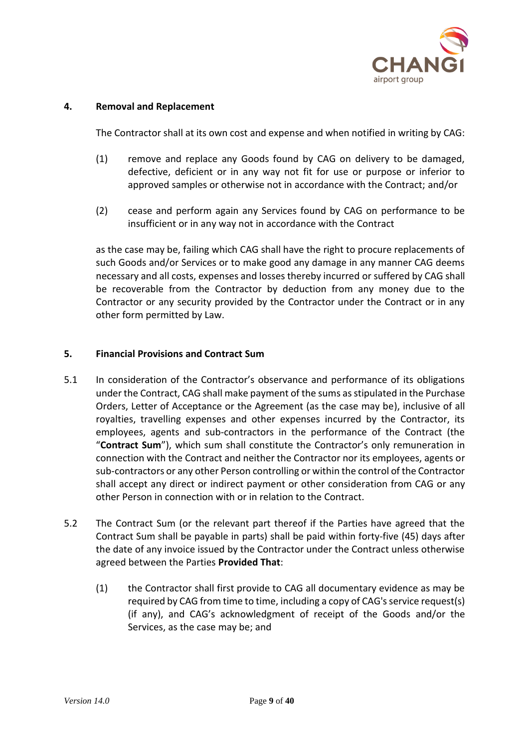## 4. Removal and Replacement

The Contractor shall at its own cost and expense and when notified in writing by CAG:

(1) remove and replace any Goods found by CAG on delivery to be damaged, defective, deficient or in any way not fit for use or purpose or inferior to approved samples or otherwise not in accordance with the Contract; and/or

(2) cease and perform again any Services found by CAG on performance to be insufficient or in any way not in accordance with the Contract

as the case may be, failing which CAG shall have the right to procure replacements of such Goods and/or Services or to make good any damage in any manner CAG deems necessary and all costs, expenses and losses thereby incurred or suffered by CAG shall be recoverable from the Contractor by deduction from any money due to the Contractor or any security provided by the Contractor under the Contract or in any other form permitted by Law.

## 5. Financial Provisions and Contract Sum

5.1 In consideration of the Contractor's observance and performance of its obligations under the Contract, CAG shall make payment of the sums as stipulated in the Purchase Orders, Letter of Acceptance or the Agreement (as the case may be), inclusive of all royalties, travelling expenses and other expenses incurred by the Contractor, its employees, agents and sub-contractors in the performance of the Contract (the "**Contract Sum**"), which sum shall constitute the Contractor's only remuneration in connection with the Contract and neither the Contractor nor its employees, agents or sub-contractors or any other Person controlling or within the control of the Contractor shall accept any direct or indirect payment or other consideration from CAG or any other Person in connection with or in relation to the Contract.

5.2 The Contract Sum (or the relevant part thereof if the Parties have agreed that the Contract Sum shall be payable in parts) shall be paid within forty-five (45) days after the date of any invoice issued by the Contractor under the Contract unless otherwise agreed between the Parties **Provided That**:

(1) the Contractor shall first provide to CAG all documentary evidence as may be required by CAG from time to time, including a copy of CAG's service request(s) (if any), and CAG's acknowledgment of receipt of the Goods and/or the Services, as the case may be; and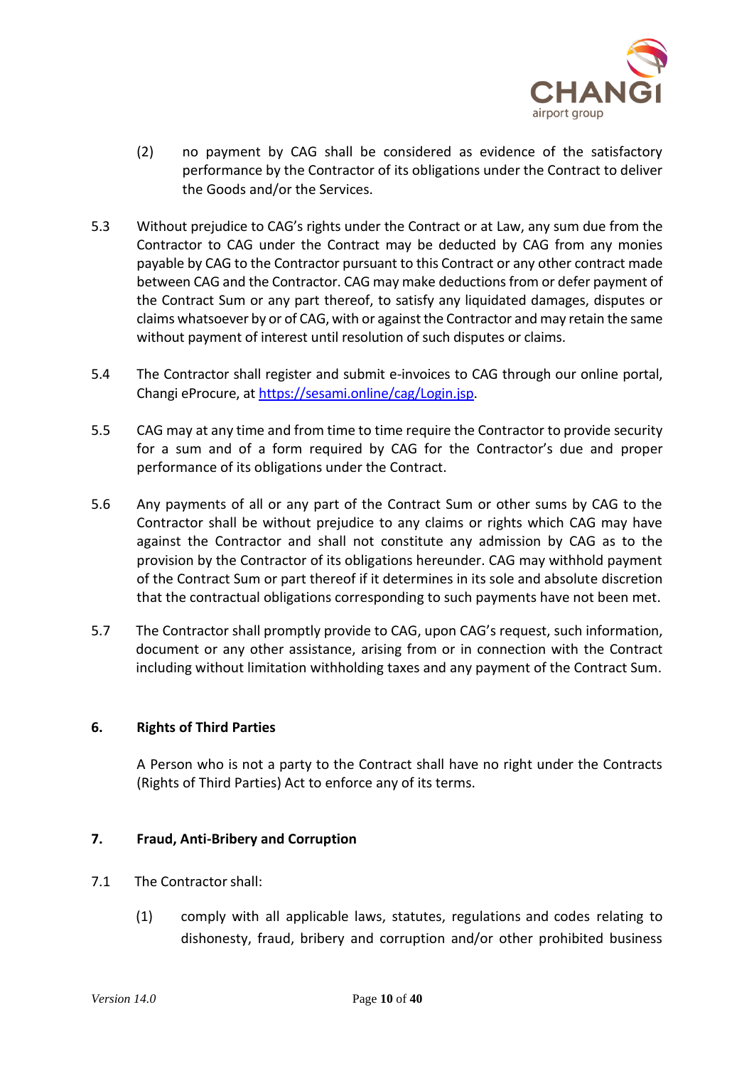(2) no payment by CAG shall be considered as evidence of the satisfactory performance by the Contractor of its obligations under the Contract to deliver the Goods and/or the Services.

5.3 Without prejudice to CAG's rights under the Contract or at Law, any sum due from the Contractor to CAG under the Contract may be deducted by CAG from any monies payable by CAG to the Contractor pursuant to this Contract or any other contract made between CAG and the Contractor. CAG may make deductions from or defer payment of the Contract Sum or any part thereof, to satisfy any liquidated damages, disputes or claims whatsoever by or of CAG, with or against the Contractor and may retain the same without payment of interest until resolution of such disputes or claims.

5.4 The Contractor shall register and submit e-invoices to CAG through our online portal, Changi eProcure, at [https://sesami.online/cag/Login.jsp](https://sesami.online/cag/Login.jsp).

5.5 CAG may at any time and from time to time require the Contractor to provide security for a sum and of a form required by CAG for the Contractor's due and proper performance of its obligations under the Contract.

5.6 Any payments of all or any part of the Contract Sum or other sums by CAG to the Contractor shall be without prejudice to any claims or rights which CAG may have against the Contractor and shall not constitute any admission by CAG as to the provision by the Contractor of its obligations hereunder. CAG may withhold payment of the Contract Sum or part thereof if it determines in its sole and absolute discretion that the contractual obligations corresponding to such payments have not been met.

5.7 The Contractor shall promptly provide to CAG, upon CAG's request, such information, document or any other assistance, arising from or in connection with the Contract including without limitation withholding taxes and any payment of the Contract Sum.

## 6. Rights of Third Parties

A Person who is not a party to the Contract shall have no right under the Contracts (Rights of Third Parties) Act to enforce any of its terms.

## 7. Fraud, Anti-Bribery and Corruption

7.1 The Contractor shall:

(1) comply with all applicable laws, statutes, regulations and codes relating to dishonesty, fraud, bribery and corruption and/or other prohibited business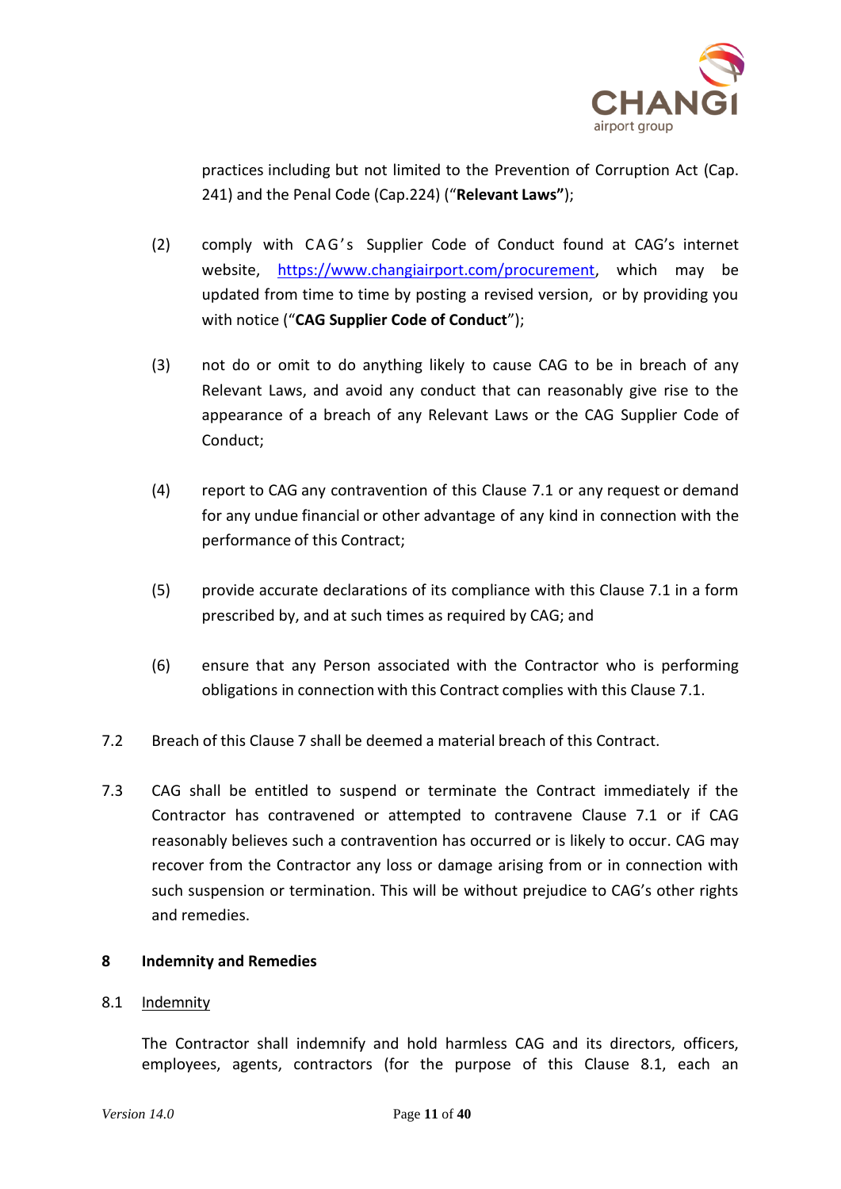practices including but not limited to the Prevention of Corruption Act (Cap. 241) and the Penal Code (Cap.224) ("**Relevant Laws"**);

(2) comply with CAG's Supplier Code of Conduct found at CAG's internet website, https://www.changiairport.com/procurement, which may be updated from time to time by posting a revised version, or by providing you with notice ("**CAG Supplier Code of Conduct**");

(3) not do or omit to do anything likely to cause CAG to be in breach of any Relevant Laws, and avoid any conduct that can reasonably give rise to the appearance of a breach of any Relevant Laws or the CAG Supplier Code of Conduct;

(4) report to CAG any contravention of this Clause 7.1 or any request or demand for any undue financial or other advantage of any kind in connection with the performance of this Contract;

(5) provide accurate declarations of its compliance with this Clause 7.1 in a form prescribed by, and at such times as required by CAG; and

(6) ensure that any Person associated with the Contractor who is performing obligations in connection with this Contract complies with this Clause 7.1.

7.2 Breach of this Clause 7 shall be deemed a material breach of this Contract.

7.3 CAG shall be entitled to suspend or terminate the Contract immediately if the Contractor has contravened or attempted to contravene Clause 7.1 or if CAG reasonably believes such a contravention has occurred or is likely to occur. CAG may recover from the Contractor any loss or damage arising from or in connection with such suspension or termination. This will be without prejudice to CAG's other rights and remedies.

## 8 Indemnity and Remedies

8.1 Indemnity

The Contractor shall indemnify and hold harmless CAG and its directors, officers, employees, agents, contractors (for the purpose of this Clause 8.1, each an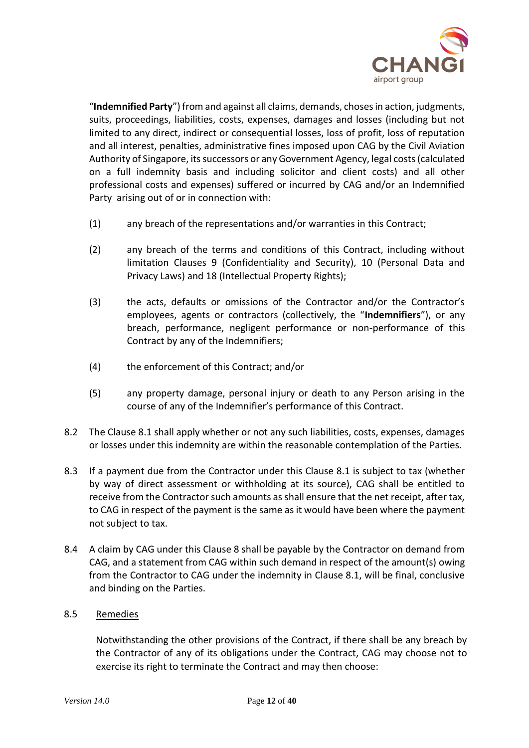"**Indemnified Party**") from and against all claims, demands, choses in action, judgments, suits, proceedings, liabilities, costs, expenses, damages and losses (including but not limited to any direct, indirect or consequential losses, loss of profit, loss of reputation and all interest, penalties, administrative fines imposed upon CAG by the Civil Aviation Authority of Singapore, its successors or any Government Agency, legal costs (calculated on a full indemnity basis and including solicitor and client costs) and all other professional costs and expenses) suffered or incurred by CAG and/or an Indemnified Party arising out of or in connection with:

(1) any breach of the representations and/or warranties in this Contract;

(2) any breach of the terms and conditions of this Contract, including without limitation Clauses 9 (Confidentiality and Security), 10 (Personal Data and Privacy Laws) and 18 (Intellectual Property Rights);

(3) the acts, defaults or omissions of the Contractor and/or the Contractor's employees, agents or contractors (collectively, the "**Indemnifiers**"), or any breach, performance, negligent performance or non-performance of this Contract by any of the Indemnifiers;

(4) the enforcement of this Contract; and/or

(5) any property damage, personal injury or death to any Person arising in the course of any of the Indemnifier's performance of this Contract.

8.2 The Clause 8.1 shall apply whether or not any such liabilities, costs, expenses, damages or losses under this indemnity are within the reasonable contemplation of the Parties.

8.3 If a payment due from the Contractor under this Clause 8.1 is subject to tax (whether by way of direct assessment or withholding at its source), CAG shall be entitled to receive from the Contractor such amounts as shall ensure that the net receipt, after tax, to CAG in respect of the payment is the same as it would have been where the payment not subject to tax.

8.4 A claim by CAG under this Clause 8 shall be payable by the Contractor on demand from CAG, and a statement from CAG within such demand in respect of the amount(s) owing from the Contractor to CAG under the indemnity in Clause 8.1, will be final, conclusive and binding on the Parties.

8.5 Remedies

Notwithstanding the other provisions of the Contract, if there shall be any breach by the Contractor of any of its obligations under the Contract, CAG may choose not to exercise its right to terminate the Contract and may then choose: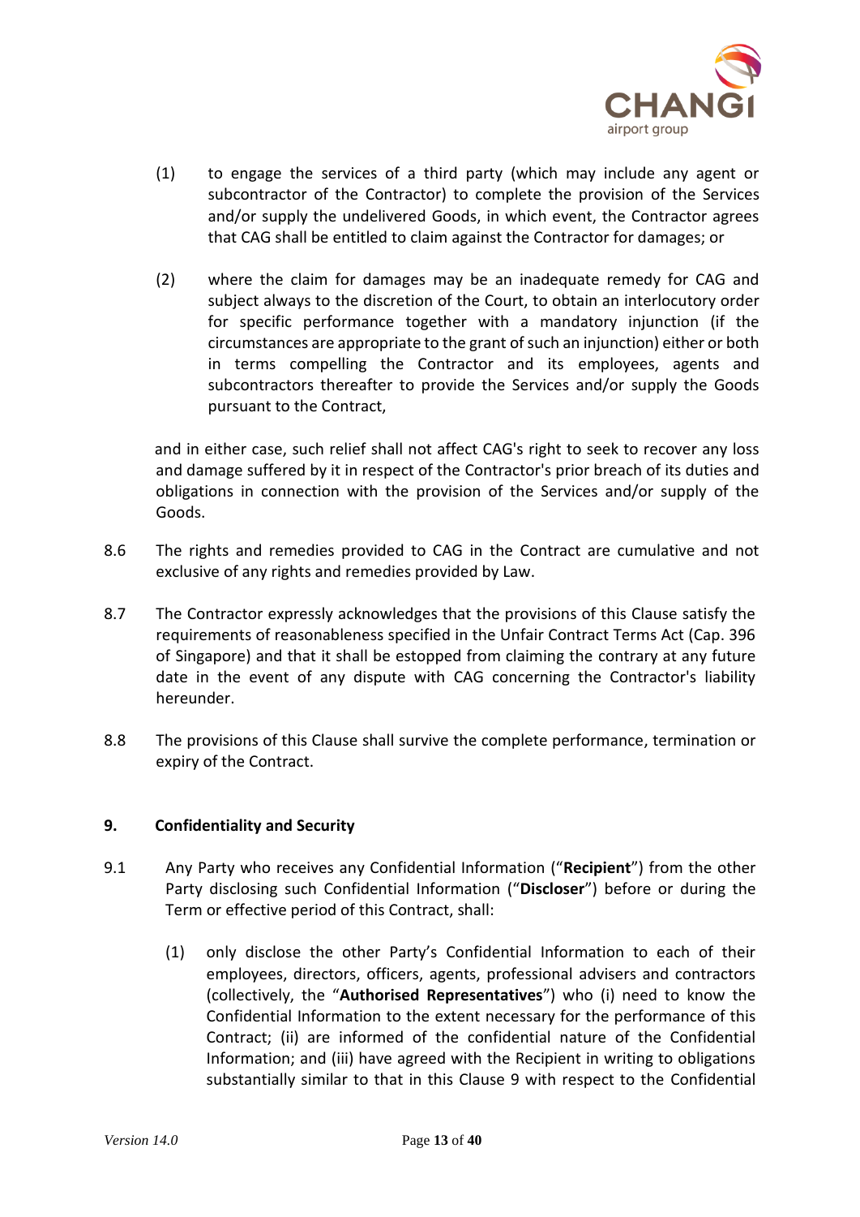(1) to engage the services of a third party (which may include any agent or subcontractor of the Contractor) to complete the provision of the Services and/or supply the undelivered Goods, in which event, the Contractor agrees that CAG shall be entitled to claim against the Contractor for damages; or

(2) where the claim for damages may be an inadequate remedy for CAG and subject always to the discretion of the Court, to obtain an interlocutory order for specific performance together with a mandatory injunction (if the circumstances are appropriate to the grant of such an injunction) either or both in terms compelling the Contractor and its employees, agents and subcontractors thereafter to provide the Services and/or supply the Goods pursuant to the Contract,

and in either case, such relief shall not affect CAG's right to seek to recover any loss and damage suffered by it in respect of the Contractor's prior breach of its duties and obligations in connection with the provision of the Services and/or supply of the Goods.

8.6 The rights and remedies provided to CAG in the Contract are cumulative and not exclusive of any rights and remedies provided by Law.

8.7 The Contractor expressly acknowledges that the provisions of this Clause satisfy the requirements of reasonableness specified in the Unfair Contract Terms Act (Cap. 396 of Singapore) and that it shall be estopped from claiming the contrary at any future date in the event of any dispute with CAG concerning the Contractor's liability hereunder.

8.8 The provisions of this Clause shall survive the complete performance, termination or expiry of the Contract.

## 9. Confidentiality and Security

9.1 Any Party who receives any Confidential Information ("**Recipient**") from the other Party disclosing such Confidential Information ("**Discloser**") before or during the Term or effective period of this Contract, shall:

(1) only disclose the other Party's Confidential Information to each of their employees, directors, officers, agents, professional advisers and contractors (collectively, the "**Authorised Representatives**") who (i) need to know the Confidential Information to the extent necessary for the performance of this Contract; (ii) are informed of the confidential nature of the Confidential Information; and (iii) have agreed with the Recipient in writing to obligations substantially similar to that in this Clause 9 with respect to the Confidential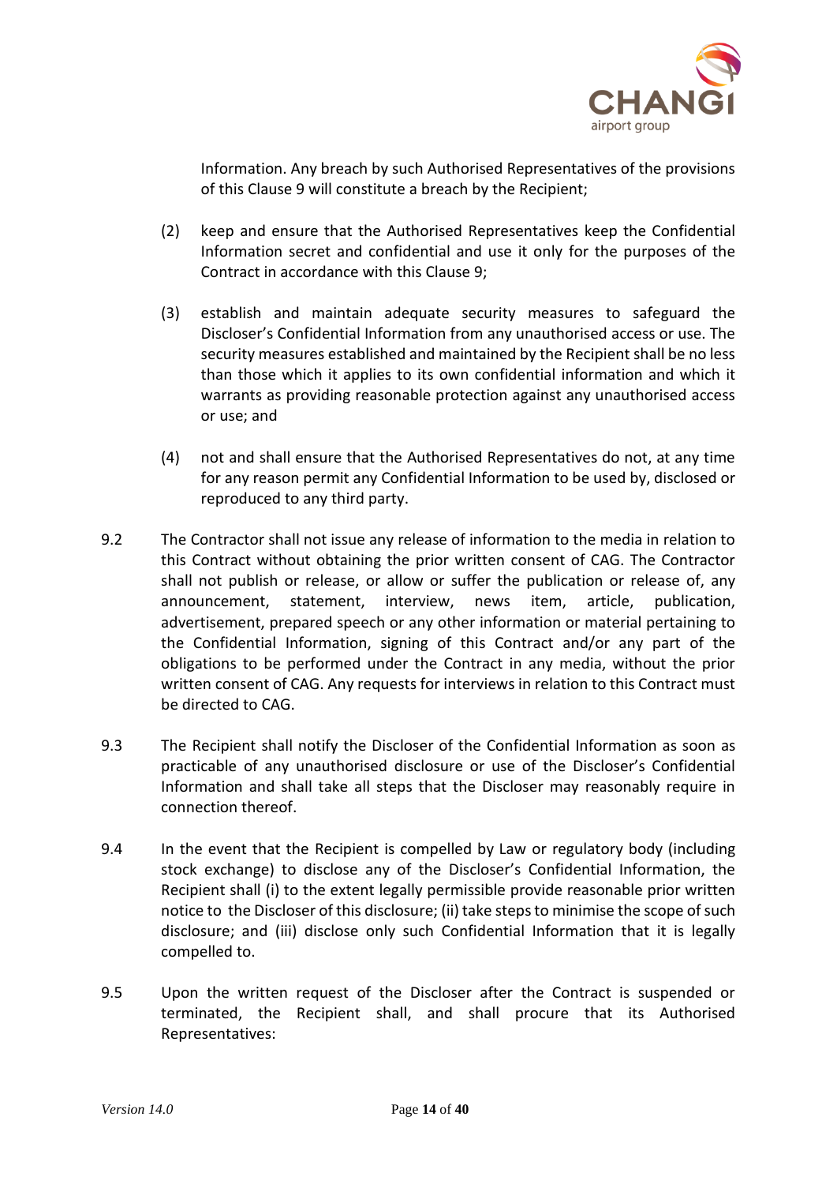Information. Any breach by such Authorised Representatives of the provisions of this Clause 9 will constitute a breach by the Recipient;

(2) keep and ensure that the Authorised Representatives keep the Confidential Information secret and confidential and use it only for the purposes of the Contract in accordance with this Clause 9;

(3) establish and maintain adequate security measures to safeguard the Discloser's Confidential Information from any unauthorised access or use. The security measures established and maintained by the Recipient shall be no less than those which it applies to its own confidential information and which it warrants as providing reasonable protection against any unauthorised access or use; and

(4) not and shall ensure that the Authorised Representatives do not, at any time for any reason permit any Confidential Information to be used by, disclosed or reproduced to any third party.

9.2 The Contractor shall not issue any release of information to the media in relation to this Contract without obtaining the prior written consent of CAG. The Contractor shall not publish or release, or allow or suffer the publication or release of, any announcement, statement, interview, news item, article, publication, advertisement, prepared speech or any other information or material pertaining to the Confidential Information, signing of this Contract and/or any part of the obligations to be performed under the Contract in any media, without the prior written consent of CAG. Any requests for interviews in relation to this Contract must be directed to CAG.

9.3 The Recipient shall notify the Discloser of the Confidential Information as soon as practicable of any unauthorised disclosure or use of the Discloser's Confidential Information and shall take all steps that the Discloser may reasonably require in connection thereof.

9.4 In the event that the Recipient is compelled by Law or regulatory body (including stock exchange) to disclose any of the Discloser's Confidential Information, the Recipient shall (i) to the extent legally permissible provide reasonable prior written notice to the Discloser of this disclosure; (ii) take steps to minimise the scope of such disclosure; and (iii) disclose only such Confidential Information that it is legally compelled to.

9.5 Upon the written request of the Discloser after the Contract is suspended or terminated, the Recipient shall, and shall procure that its Authorised Representatives: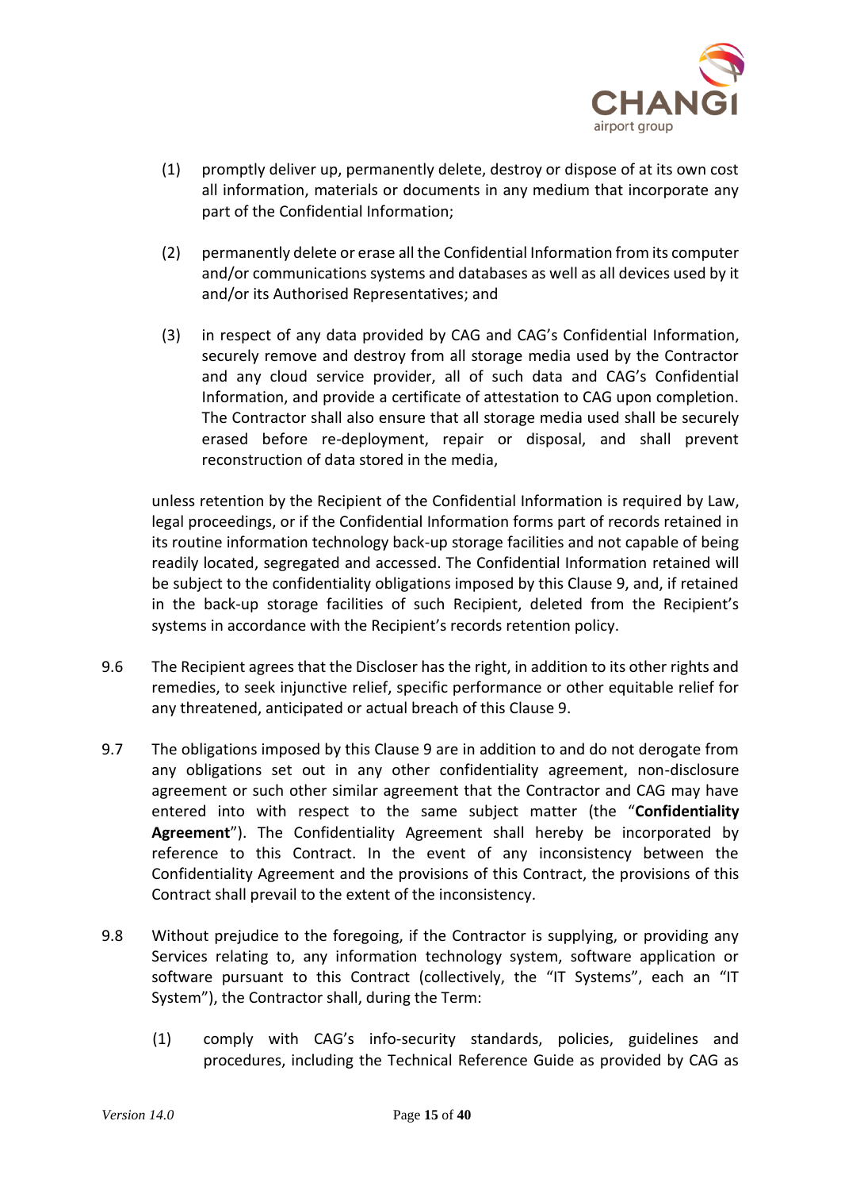(1) promptly deliver up, permanently delete, destroy or dispose of at its own cost all information, materials or documents in any medium that incorporate any part of the Confidential Information;

(2) permanently delete or erase all the Confidential Information from its computer and/or communications systems and databases as well as all devices used by it and/or its Authorised Representatives; and

(3) in respect of any data provided by CAG and CAG's Confidential Information, securely remove and destroy from all storage media used by the Contractor and any cloud service provider, all of such data and CAG's Confidential Information, and provide a certificate of attestation to CAG upon completion. The Contractor shall also ensure that all storage media used shall be securely erased before re-deployment, repair or disposal, and shall prevent reconstruction of data stored in the media,

unless retention by the Recipient of the Confidential Information is required by Law, legal proceedings, or if the Confidential Information forms part of records retained in its routine information technology back-up storage facilities and not capable of being readily located, segregated and accessed. The Confidential Information retained will be subject to the confidentiality obligations imposed by this Clause 9, and, if retained in the back-up storage facilities of such Recipient, deleted from the Recipient's systems in accordance with the Recipient's records retention policy.

9.6 The Recipient agrees that the Discloser has the right, in addition to its other rights and remedies, to seek injunctive relief, specific performance or other equitable relief for any threatened, anticipated or actual breach of this Clause 9.

9.7 The obligations imposed by this Clause 9 are in addition to and do not derogate from any obligations set out in any other confidentiality agreement, non-disclosure agreement or such other similar agreement that the Contractor and CAG may have entered into with respect to the same subject matter (the "**Confidentiality Agreement**"). The Confidentiality Agreement shall hereby be incorporated by reference to this Contract. In the event of any inconsistency between the Confidentiality Agreement and the provisions of this Contract, the provisions of this Contract shall prevail to the extent of the inconsistency.

9.8 Without prejudice to the foregoing, if the Contractor is supplying, or providing any Services relating to, any information technology system, software application or software pursuant to this Contract (collectively, the "IT Systems", each an "IT System"), the Contractor shall, during the Term:

(1) comply with CAG's info-security standards, policies, guidelines and procedures, including the Technical Reference Guide as provided by CAG as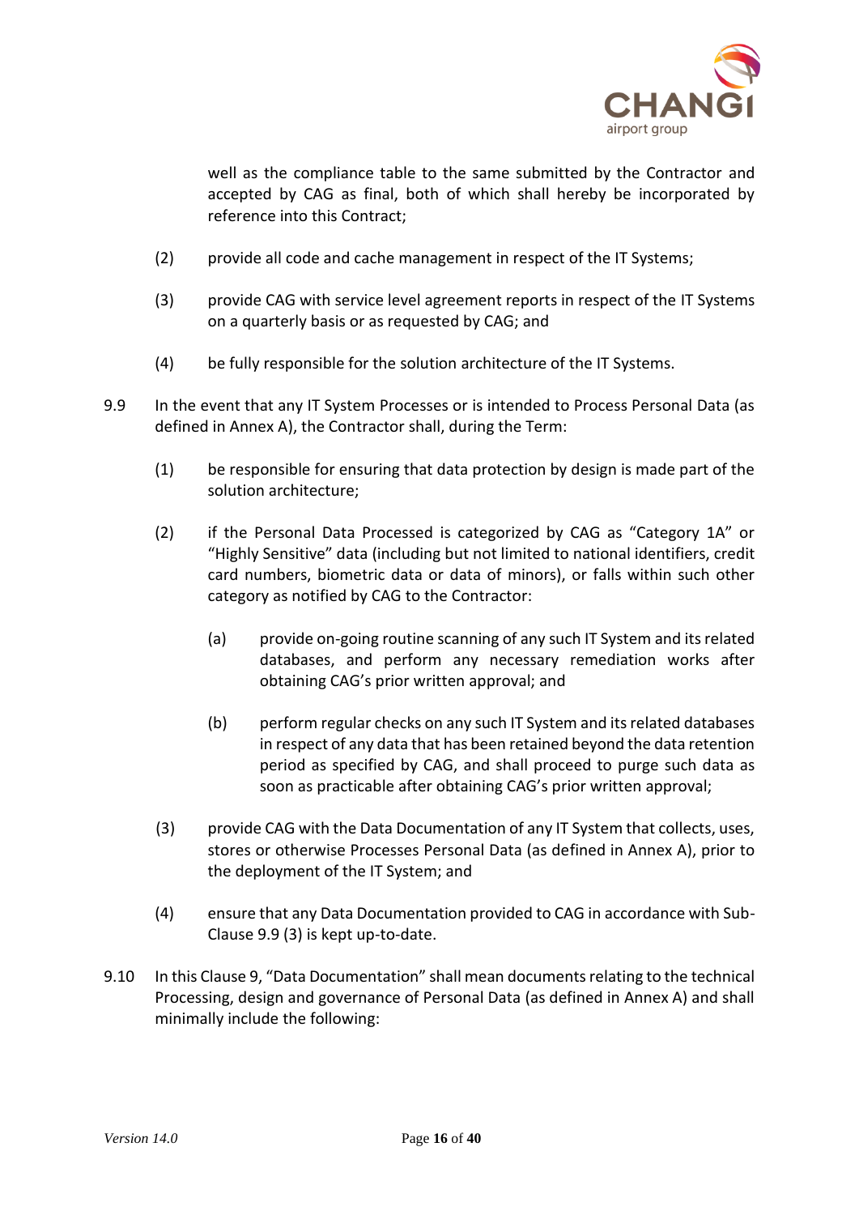well as the compliance table to the same submitted by the Contractor and accepted by CAG as final, both of which shall hereby be incorporated by reference into this Contract;

(2) provide all code and cache management in respect of the IT Systems;

(3) provide CAG with service level agreement reports in respect of the IT Systems on a quarterly basis or as requested by CAG; and

(4) be fully responsible for the solution architecture of the IT Systems.

9.9 In the event that any IT System Processes or is intended to Process Personal Data (as defined in Annex A), the Contractor shall, during the Term:

(1) be responsible for ensuring that data protection by design is made part of the solution architecture;

(2) if the Personal Data Processed is categorized by CAG as "Category 1A" or "Highly Sensitive" data (including but not limited to national identifiers, credit card numbers, biometric data or data of minors), or falls within such other category as notified by CAG to the Contractor:

(a) provide on-going routine scanning of any such IT System and its related databases, and perform any necessary remediation works after obtaining CAG's prior written approval; and

(b) perform regular checks on any such IT System and its related databases in respect of any data that has been retained beyond the data retention period as specified by CAG, and shall proceed to purge such data as soon as practicable after obtaining CAG's prior written approval;

(3) provide CAG with the Data Documentation of any IT System that collects, uses, stores or otherwise Processes Personal Data (as defined in Annex A), prior to the deployment of the IT System; and

(4) ensure that any Data Documentation provided to CAG in accordance with Sub-Clause 9.9 (3) is kept up-to-date.

9.10 In this Clause 9, "Data Documentation" shall mean documents relating to the technical Processing, design and governance of Personal Data (as defined in Annex A) and shall minimally include the following: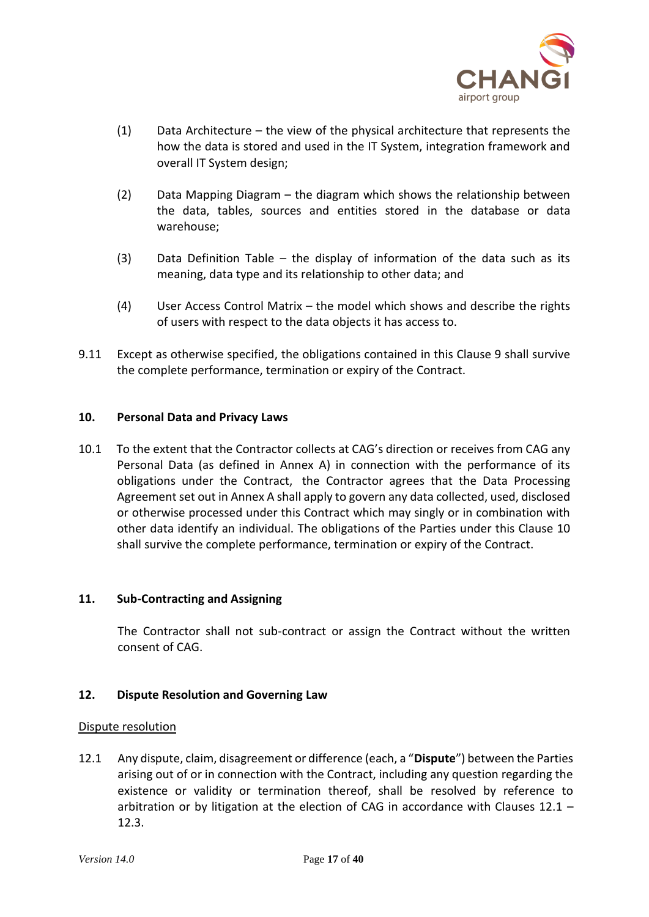(1) Data Architecture – the view of the physical architecture that represents the how the data is stored and used in the IT System, integration framework and overall IT System design;

(2) Data Mapping Diagram – the diagram which shows the relationship between the data, tables, sources and entities stored in the database or data warehouse;

(3) Data Definition Table – the display of information of the data such as its meaning, data type and its relationship to other data; and

(4) User Access Control Matrix – the model which shows and describe the rights of users with respect to the data objects it has access to.

9.11 Except as otherwise specified, the obligations contained in this Clause 9 shall survive the complete performance, termination or expiry of the Contract.

**10. Personal Data and Privacy Laws**

10.1 To the extent that the Contractor collects at CAG's direction or receives from CAG any Personal Data (as defined in Annex A) in connection with the performance of its obligations under the Contract, the Contractor agrees that the Data Processing Agreement set out in Annex A shall apply to govern any data collected, used, disclosed or otherwise processed under this Contract which may singly or in combination with other data identify an individual. The obligations of the Parties under this Clause 10 shall survive the complete performance, termination or expiry of the Contract.

**11. Sub-Contracting and Assigning**

The Contractor shall not sub-contract or assign the Contract without the written consent of CAG.

**12. Dispute Resolution and Governing Law**

Dispute resolution

12.1 Any dispute, claim, disagreement or difference (each, a "**Dispute**") between the Parties arising out of or in connection with the Contract, including any question regarding the existence or validity or termination thereof, shall be resolved by reference to arbitration or by litigation at the election of CAG in accordance with Clauses 12.1 – 12.3.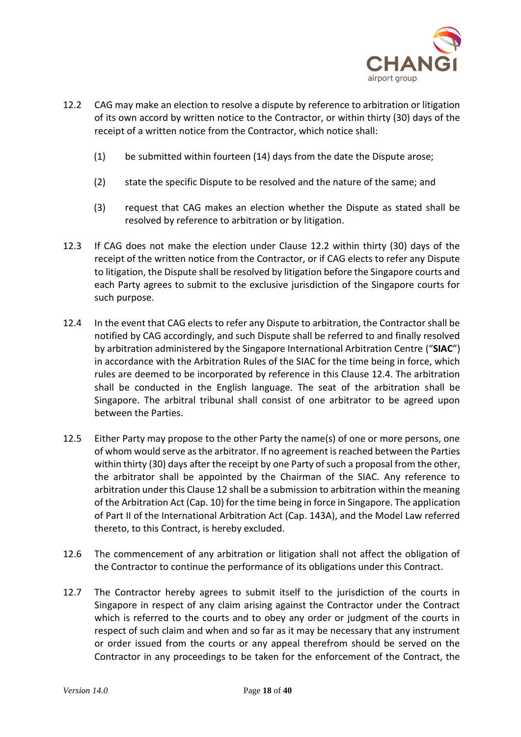12.2 CAG may make an election to resolve a dispute by reference to arbitration or litigation of its own accord by written notice to the Contractor, or within thirty (30) days of the receipt of a written notice from the Contractor, which notice shall:

(1) be submitted within fourteen (14) days from the date the Dispute arose;

(2) state the specific Dispute to be resolved and the nature of the same; and

(3) request that CAG makes an election whether the Dispute as stated shall be resolved by reference to arbitration or by litigation.

12.3 If CAG does not make the election under Clause 12.2 within thirty (30) days of the receipt of the written notice from the Contractor, or if CAG elects to refer any Dispute to litigation, the Dispute shall be resolved by litigation before the Singapore courts and each Party agrees to submit to the exclusive jurisdiction of the Singapore courts for such purpose.

12.4 In the event that CAG elects to refer any Dispute to arbitration, the Contractor shall be notified by CAG accordingly, and such Dispute shall be referred to and finally resolved by arbitration administered by the Singapore International Arbitration Centre ("**SIAC**") in accordance with the Arbitration Rules of the SIAC for the time being in force, which rules are deemed to be incorporated by reference in this Clause 12.4. The arbitration shall be conducted in the English language. The seat of the arbitration shall be Singapore. The arbitral tribunal shall consist of one arbitrator to be agreed upon between the Parties.

12.5 Either Party may propose to the other Party the name(s) of one or more persons, one of whom would serve as the arbitrator. If no agreement is reached between the Parties within thirty (30) days after the receipt by one Party of such a proposal from the other, the arbitrator shall be appointed by the Chairman of the SIAC. Any reference to arbitration under this Clause 12 shall be a submission to arbitration within the meaning of the Arbitration Act (Cap. 10) for the time being in force in Singapore. The application of Part II of the International Arbitration Act (Cap. 143A), and the Model Law referred thereto, to this Contract, is hereby excluded.

12.6 The commencement of any arbitration or litigation shall not affect the obligation of the Contractor to continue the performance of its obligations under this Contract.

12.7 The Contractor hereby agrees to submit itself to the jurisdiction of the courts in Singapore in respect of any claim arising against the Contractor under the Contract which is referred to the courts and to obey any order or judgment of the courts in respect of such claim and when and so far as it may be necessary that any instrument or order issued from the courts or any appeal therefrom should be served on the Contractor in any proceedings to be taken for the enforcement of the Contract, the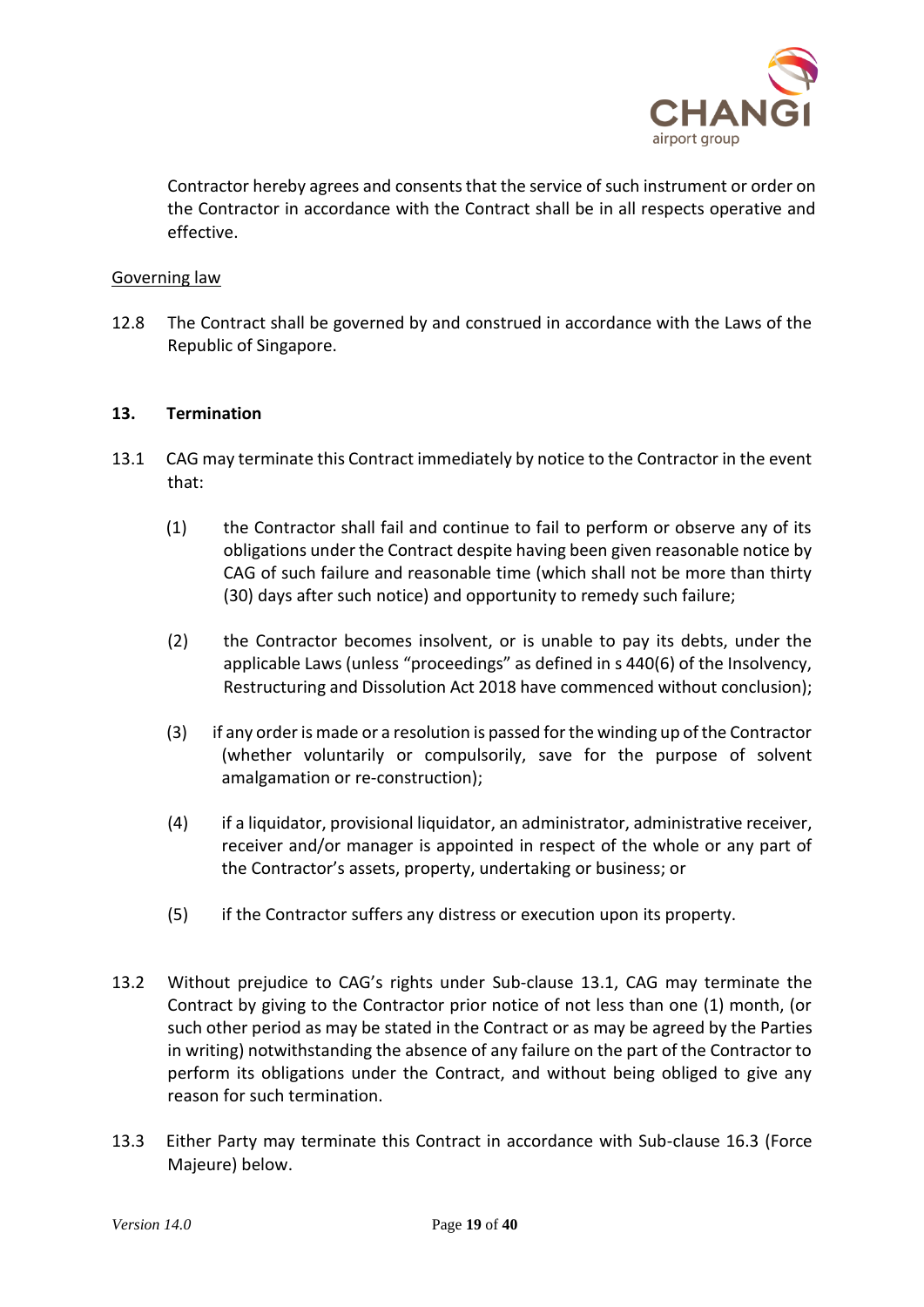Contractor hereby agrees and consents that the service of such instrument or order on the Contractor in accordance with the Contract shall be in all respects operative and effective.

<u>Governing law</u>

12.8 The Contract shall be governed by and construed in accordance with the Laws of the Republic of Singapore.

## 13. Termination

13.1 CAG may terminate this Contract immediately by notice to the Contractor in the event that:

(1) the Contractor shall fail and continue to fail to perform or observe any of its obligations under the Contract despite having been given reasonable notice by CAG of such failure and reasonable time (which shall not be more than thirty (30) days after such notice) and opportunity to remedy such failure;

(2) the Contractor becomes insolvent, or is unable to pay its debts, under the applicable Laws (unless "proceedings" as defined in s 440(6) of the Insolvency, Restructuring and Dissolution Act 2018 have commenced without conclusion);

(3) if any order is made or a resolution is passed for the winding up of the Contractor (whether voluntarily or compulsorily, save for the purpose of solvent amalgamation or re-construction);

(4) if a liquidator, provisional liquidator, an administrator, administrative receiver, receiver and/or manager is appointed in respect of the whole or any part of the Contractor's assets, property, undertaking or business; or

(5) if the Contractor suffers any distress or execution upon its property.

13.2 Without prejudice to CAG's rights under Sub-clause 13.1, CAG may terminate the Contract by giving to the Contractor prior notice of not less than one (1) month, (or such other period as may be stated in the Contract or as may be agreed by the Parties in writing) notwithstanding the absence of any failure on the part of the Contractor to perform its obligations under the Contract, and without being obliged to give any reason for such termination.

13.3 Either Party may terminate this Contract in accordance with Sub-clause 16.3 (Force Majeure) below.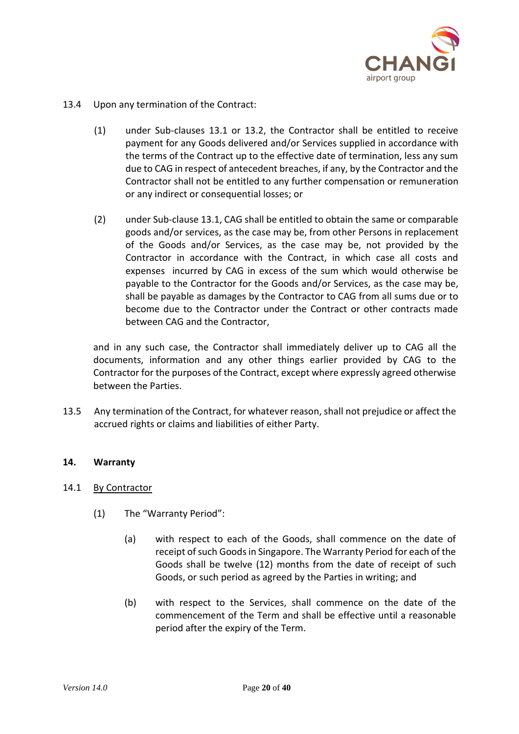13.4 Upon any termination of the Contract:

(1) under Sub-clauses 13.1 or 13.2, the Contractor shall be entitled to receive payment for any Goods delivered and/or Services supplied in accordance with the terms of the Contract up to the effective date of termination, less any sum due to CAG in respect of antecedent breaches, if any, by the Contractor and the Contractor shall not be entitled to any further compensation or remuneration or any indirect or consequential losses; or

(2) under Sub-clause 13.1, CAG shall be entitled to obtain the same or comparable goods and/or services, as the case may be, from other Persons in replacement of the Goods and/or Services, as the case may be, not provided by the Contractor in accordance with the Contract, in which case all costs and expenses incurred by CAG in excess of the sum which would otherwise be payable to the Contractor for the Goods and/or Services, as the case may be, shall be payable as damages by the Contractor to CAG from all sums due or to become due to the Contractor under the Contract or other contracts made between CAG and the Contractor,

and in any such case, the Contractor shall immediately deliver up to CAG all the documents, information and any other things earlier provided by CAG to the Contractor for the purposes of the Contract, except where expressly agreed otherwise between the Parties.

13.5 Any termination of the Contract, for whatever reason, shall not prejudice or affect the accrued rights or claims and liabilities of either Party.

## 14. Warranty

14.1 By Contractor

(1) The "Warranty Period":

(a) with respect to each of the Goods, shall commence on the date of receipt of such Goods in Singapore. The Warranty Period for each of the Goods shall be twelve (12) months from the date of receipt of such Goods, or such period as agreed by the Parties in writing; and

(b) with respect to the Services, shall commence on the date of the commencement of the Term and shall be effective until a reasonable period after the expiry of the Term.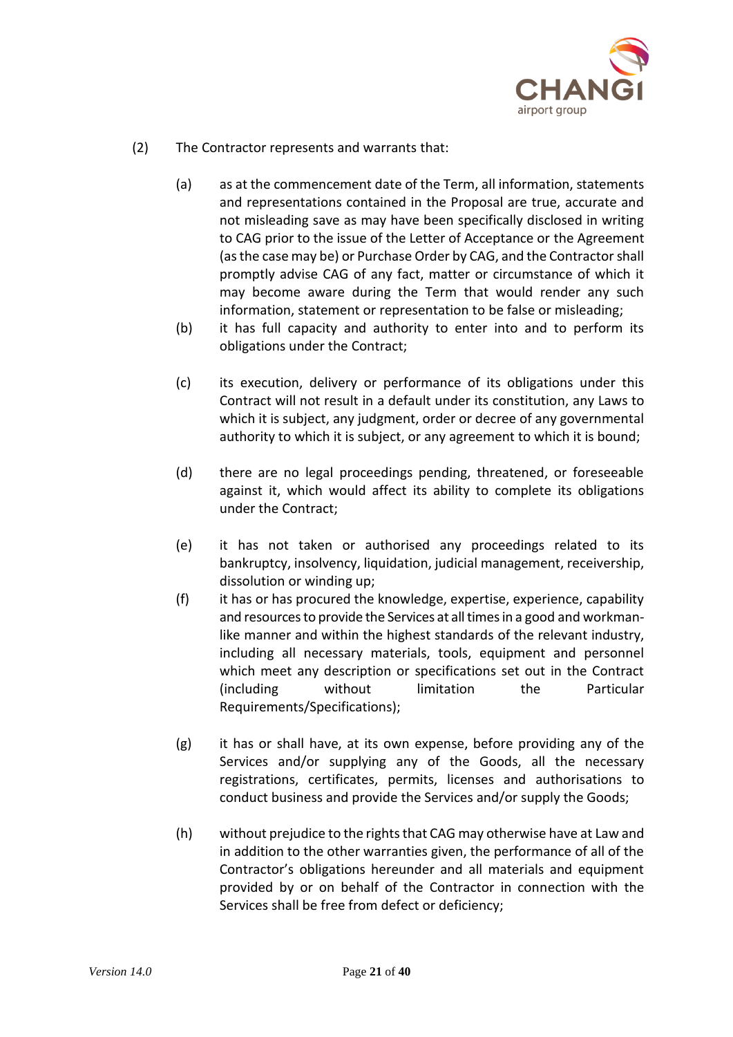(2) The Contractor represents and warrants that:

(a) as at the commencement date of the Term, all information, statements and representations contained in the Proposal are true, accurate and not misleading save as may have been specifically disclosed in writing to CAG prior to the issue of the Letter of Acceptance or the Agreement (as the case may be) or Purchase Order by CAG, and the Contractor shall promptly advise CAG of any fact, matter or circumstance of which it may become aware during the Term that would render any such information, statement or representation to be false or misleading;

(b) it has full capacity and authority to enter into and to perform its obligations under the Contract;

(c) its execution, delivery or performance of its obligations under this Contract will not result in a default under its constitution, any Laws to which it is subject, any judgment, order or decree of any governmental authority to which it is subject, or any agreement to which it is bound;

(d) there are no legal proceedings pending, threatened, or foreseeable against it, which would affect its ability to complete its obligations under the Contract;

(e) it has not taken or authorised any proceedings related to its bankruptcy, insolvency, liquidation, judicial management, receivership, dissolution or winding up;

(f) it has or has procured the knowledge, expertise, experience, capability and resources to provide the Services at all times in a good and workman-like manner and within the highest standards of the relevant industry, including all necessary materials, tools, equipment and personnel which meet any description or specifications set out in the Contract (including without limitation the Particular Requirements/Specifications);

(g) it has or shall have, at its own expense, before providing any of the Services and/or supplying any of the Goods, all the necessary registrations, certificates, permits, licenses and authorisations to conduct business and provide the Services and/or supply the Goods;

(h) without prejudice to the rights that CAG may otherwise have at Law and in addition to the other warranties given, the performance of all of the Contractor's obligations hereunder and all materials and equipment provided by or on behalf of the Contractor in connection with the Services shall be free from defect or deficiency;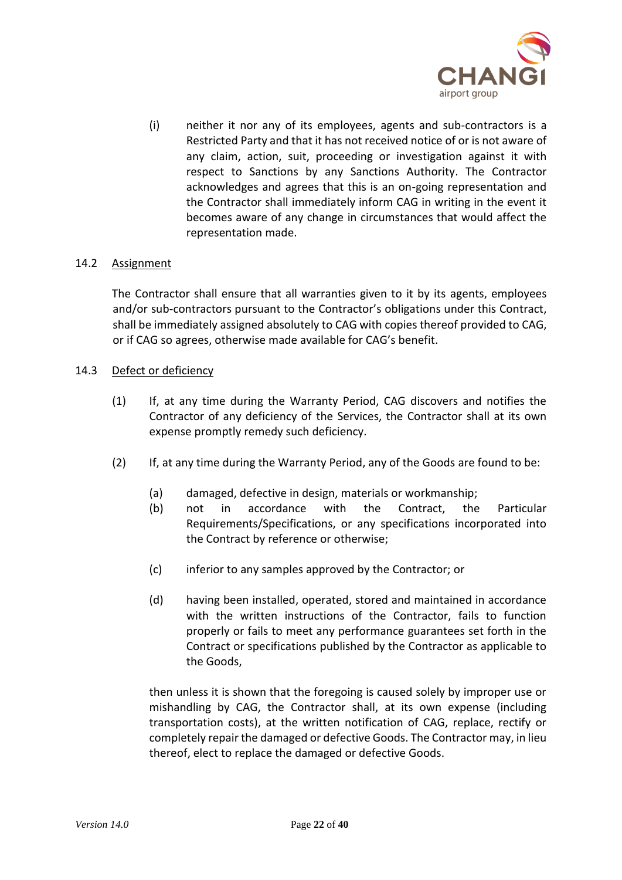(i) neither it nor any of its employees, agents and sub-contractors is a Restricted Party and that it has not received notice of or is not aware of any claim, action, suit, proceeding or investigation against it with respect to Sanctions by any Sanctions Authority. The Contractor acknowledges and agrees that this is an on-going representation and the Contractor shall immediately inform CAG in writing in the event it becomes aware of any change in circumstances that would affect the representation made.

14.2 Assignment

The Contractor shall ensure that all warranties given to it by its agents, employees and/or sub-contractors pursuant to the Contractor's obligations under this Contract, shall be immediately assigned absolutely to CAG with copies thereof provided to CAG, or if CAG so agrees, otherwise made available for CAG's benefit.

14.3 Defect or deficiency

(1) If, at any time during the Warranty Period, CAG discovers and notifies the Contractor of any deficiency of the Services, the Contractor shall at its own expense promptly remedy such deficiency.

(2) If, at any time during the Warranty Period, any of the Goods are found to be:

(a) damaged, defective in design, materials or workmanship;

(b) not in accordance with the Contract, the Particular Requirements/Specifications, or any specifications incorporated into the Contract by reference or otherwise;

(c) inferior to any samples approved by the Contractor; or

(d) having been installed, operated, stored and maintained in accordance with the written instructions of the Contractor, fails to function properly or fails to meet any performance guarantees set forth in the Contract or specifications published by the Contractor as applicable to the Goods,

then unless it is shown that the foregoing is caused solely by improper use or mishandling by CAG, the Contractor shall, at its own expense (including transportation costs), at the written notification of CAG, replace, rectify or completely repair the damaged or defective Goods. The Contractor may, in lieu thereof, elect to replace the damaged or defective Goods.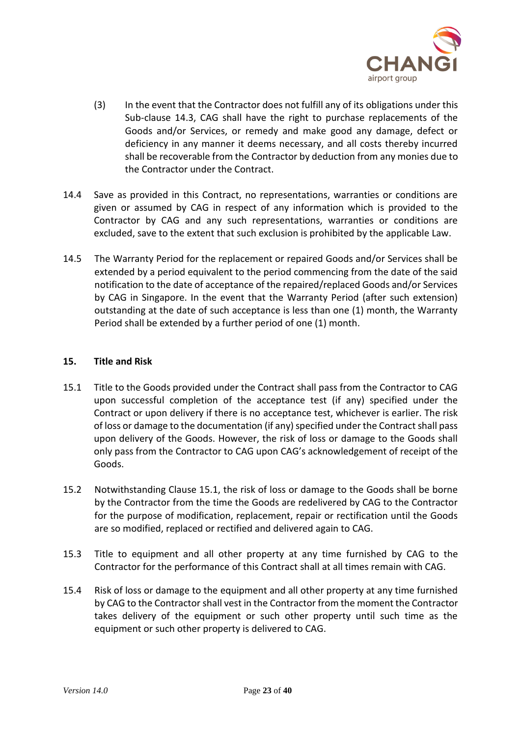(3) In the event that the Contractor does not fulfill any of its obligations under this Sub-clause 14.3, CAG shall have the right to purchase replacements of the Goods and/or Services, or remedy and make good any damage, defect or deficiency in any manner it deems necessary, and all costs thereby incurred shall be recoverable from the Contractor by deduction from any monies due to the Contractor under the Contract.

14.4 Save as provided in this Contract, no representations, warranties or conditions are given or assumed by CAG in respect of any information which is provided to the Contractor by CAG and any such representations, warranties or conditions are excluded, save to the extent that such exclusion is prohibited by the applicable Law.

14.5 The Warranty Period for the replacement or repaired Goods and/or Services shall be extended by a period equivalent to the period commencing from the date of the said notification to the date of acceptance of the repaired/replaced Goods and/or Services by CAG in Singapore. In the event that the Warranty Period (after such extension) outstanding at the date of such acceptance is less than one (1) month, the Warranty Period shall be extended by a further period of one (1) month.

## 15. Title and Risk

15.1 Title to the Goods provided under the Contract shall pass from the Contractor to CAG upon successful completion of the acceptance test (if any) specified under the Contract or upon delivery if there is no acceptance test, whichever is earlier. The risk of loss or damage to the documentation (if any) specified under the Contract shall pass upon delivery of the Goods. However, the risk of loss or damage to the Goods shall only pass from the Contractor to CAG upon CAG's acknowledgement of receipt of the Goods.

15.2 Notwithstanding Clause 15.1, the risk of loss or damage to the Goods shall be borne by the Contractor from the time the Goods are redelivered by CAG to the Contractor for the purpose of modification, replacement, repair or rectification until the Goods are so modified, replaced or rectified and delivered again to CAG.

15.3 Title to equipment and all other property at any time furnished by CAG to the Contractor for the performance of this Contract shall at all times remain with CAG.

15.4 Risk of loss or damage to the equipment and all other property at any time furnished by CAG to the Contractor shall vest in the Contractor from the moment the Contractor takes delivery of the equipment or such other property until such time as the equipment or such other property is delivered to CAG.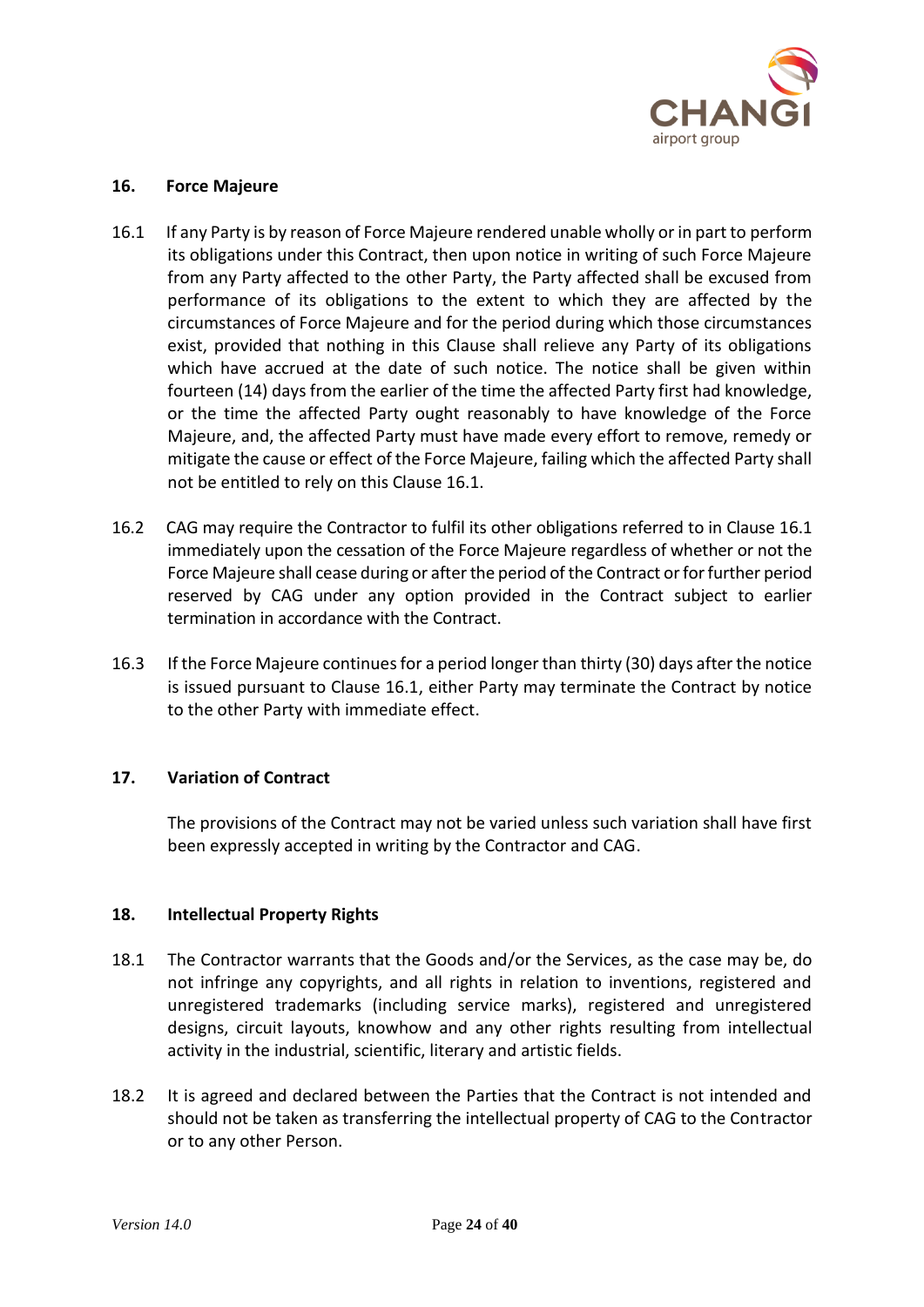## 16. Force Majeure

16.1 If any Party is by reason of Force Majeure rendered unable wholly or in part to perform its obligations under this Contract, then upon notice in writing of such Force Majeure from any Party affected to the other Party, the Party affected shall be excused from performance of its obligations to the extent to which they are affected by the circumstances of Force Majeure and for the period during which those circumstances exist, provided that nothing in this Clause shall relieve any Party of its obligations which have accrued at the date of such notice. The notice shall be given within fourteen (14) days from the earlier of the time the affected Party first had knowledge, or the time the affected Party ought reasonably to have knowledge of the Force Majeure, and, the affected Party must have made every effort to remove, remedy or mitigate the cause or effect of the Force Majeure, failing which the affected Party shall not be entitled to rely on this Clause 16.1.

16.2 CAG may require the Contractor to fulfil its other obligations referred to in Clause 16.1 immediately upon the cessation of the Force Majeure regardless of whether or not the Force Majeure shall cease during or after the period of the Contract or for further period reserved by CAG under any option provided in the Contract subject to earlier termination in accordance with the Contract.

16.3 If the Force Majeure continues for a period longer than thirty (30) days after the notice is issued pursuant to Clause 16.1, either Party may terminate the Contract by notice to the other Party with immediate effect.

## 17. Variation of Contract

The provisions of the Contract may not be varied unless such variation shall have first been expressly accepted in writing by the Contractor and CAG.

## 18. Intellectual Property Rights

18.1 The Contractor warrants that the Goods and/or the Services, as the case may be, do not infringe any copyrights, and all rights in relation to inventions, registered and unregistered trademarks (including service marks), registered and unregistered designs, circuit layouts, knowhow and any other rights resulting from intellectual activity in the industrial, scientific, literary and artistic fields.

18.2 It is agreed and declared between the Parties that the Contract is not intended and should not be taken as transferring the intellectual property of CAG to the Contractor or to any other Person.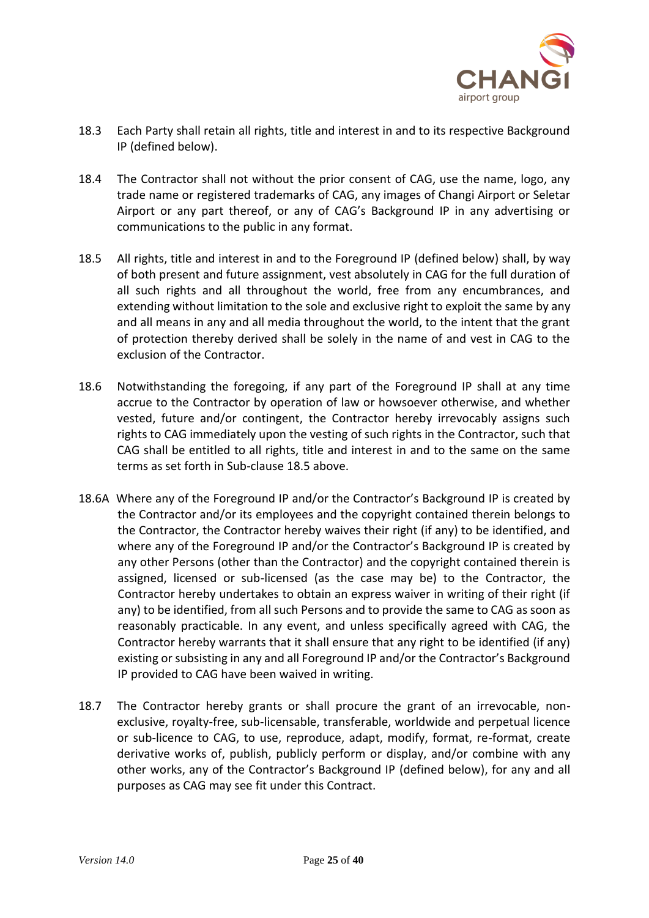18.3 Each Party shall retain all rights, title and interest in and to its respective Background IP (defined below).

18.4 The Contractor shall not without the prior consent of CAG, use the name, logo, any trade name or registered trademarks of CAG, any images of Changi Airport or Seletar Airport or any part thereof, or any of CAG's Background IP in any advertising or communications to the public in any format.

18.5 All rights, title and interest in and to the Foreground IP (defined below) shall, by way of both present and future assignment, vest absolutely in CAG for the full duration of all such rights and all throughout the world, free from any encumbrances, and extending without limitation to the sole and exclusive right to exploit the same by any and all means in any and all media throughout the world, to the intent that the grant of protection thereby derived shall be solely in the name of and vest in CAG to the exclusion of the Contractor.

18.6 Notwithstanding the foregoing, if any part of the Foreground IP shall at any time accrue to the Contractor by operation of law or howsoever otherwise, and whether vested, future and/or contingent, the Contractor hereby irrevocably assigns such rights to CAG immediately upon the vesting of such rights in the Contractor, such that CAG shall be entitled to all rights, title and interest in and to the same on the same terms as set forth in Sub-clause 18.5 above.

18.6A Where any of the Foreground IP and/or the Contractor's Background IP is created by the Contractor and/or its employees and the copyright contained therein belongs to the Contractor, the Contractor hereby waives their right (if any) to be identified, and where any of the Foreground IP and/or the Contractor's Background IP is created by any other Persons (other than the Contractor) and the copyright contained therein is assigned, licensed or sub-licensed (as the case may be) to the Contractor, the Contractor hereby undertakes to obtain an express waiver in writing of their right (if any) to be identified, from all such Persons and to provide the same to CAG as soon as reasonably practicable. In any event, and unless specifically agreed with CAG, the Contractor hereby warrants that it shall ensure that any right to be identified (if any) existing or subsisting in any and all Foreground IP and/or the Contractor's Background IP provided to CAG have been waived in writing.

18.7 The Contractor hereby grants or shall procure the grant of an irrevocable, non-exclusive, royalty-free, sub-licensable, transferable, worldwide and perpetual licence or sub-licence to CAG, to use, reproduce, adapt, modify, format, re-format, create derivative works of, publish, publicly perform or display, and/or combine with any other works, any of the Contractor's Background IP (defined below), for any and all purposes as CAG may see fit under this Contract.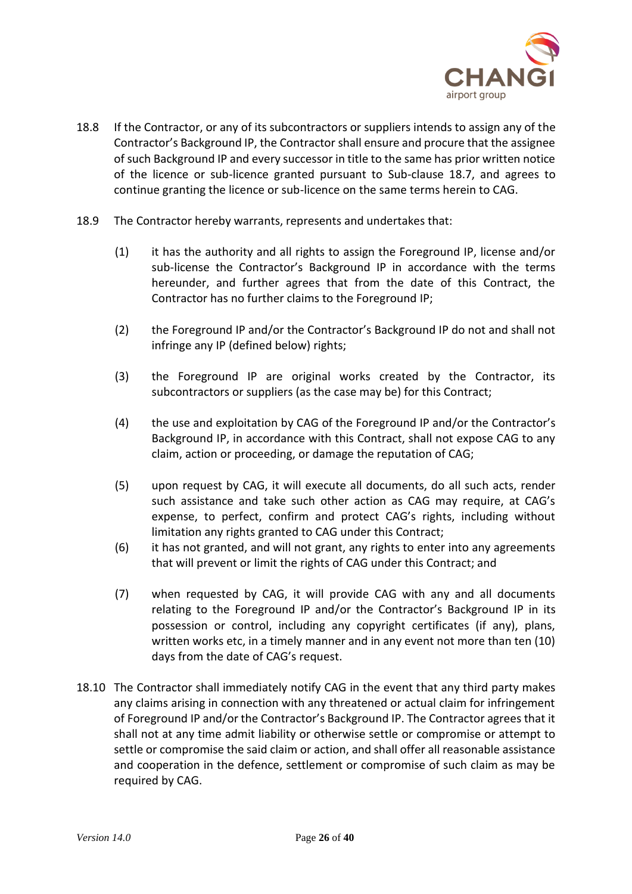18.8 If the Contractor, or any of its subcontractors or suppliers intends to assign any of the Contractor's Background IP, the Contractor shall ensure and procure that the assignee of such Background IP and every successor in title to the same has prior written notice of the licence or sub-licence granted pursuant to Sub-clause 18.7, and agrees to continue granting the licence or sub-licence on the same terms herein to CAG.

18.9 The Contractor hereby warrants, represents and undertakes that:

(1) it has the authority and all rights to assign the Foreground IP, license and/or sub-license the Contractor's Background IP in accordance with the terms hereunder, and further agrees that from the date of this Contract, the Contractor has no further claims to the Foreground IP;

(2) the Foreground IP and/or the Contractor's Background IP do not and shall not infringe any IP (defined below) rights;

(3) the Foreground IP are original works created by the Contractor, its subcontractors or suppliers (as the case may be) for this Contract;

(4) the use and exploitation by CAG of the Foreground IP and/or the Contractor's Background IP, in accordance with this Contract, shall not expose CAG to any claim, action or proceeding, or damage the reputation of CAG;

(5) upon request by CAG, it will execute all documents, do all such acts, render such assistance and take such other action as CAG may require, at CAG's expense, to perfect, confirm and protect CAG's rights, including without limitation any rights granted to CAG under this Contract;

(6) it has not granted, and will not grant, any rights to enter into any agreements that will prevent or limit the rights of CAG under this Contract; and

(7) when requested by CAG, it will provide CAG with any and all documents relating to the Foreground IP and/or the Contractor's Background IP in its possession or control, including any copyright certificates (if any), plans, written works etc, in a timely manner and in any event not more than ten (10) days from the date of CAG's request.

18.10 The Contractor shall immediately notify CAG in the event that any third party makes any claims arising in connection with any threatened or actual claim for infringement of Foreground IP and/or the Contractor's Background IP. The Contractor agrees that it shall not at any time admit liability or otherwise settle or compromise or attempt to settle or compromise the said claim or action, and shall offer all reasonable assistance and cooperation in the defence, settlement or compromise of such claim as may be required by CAG.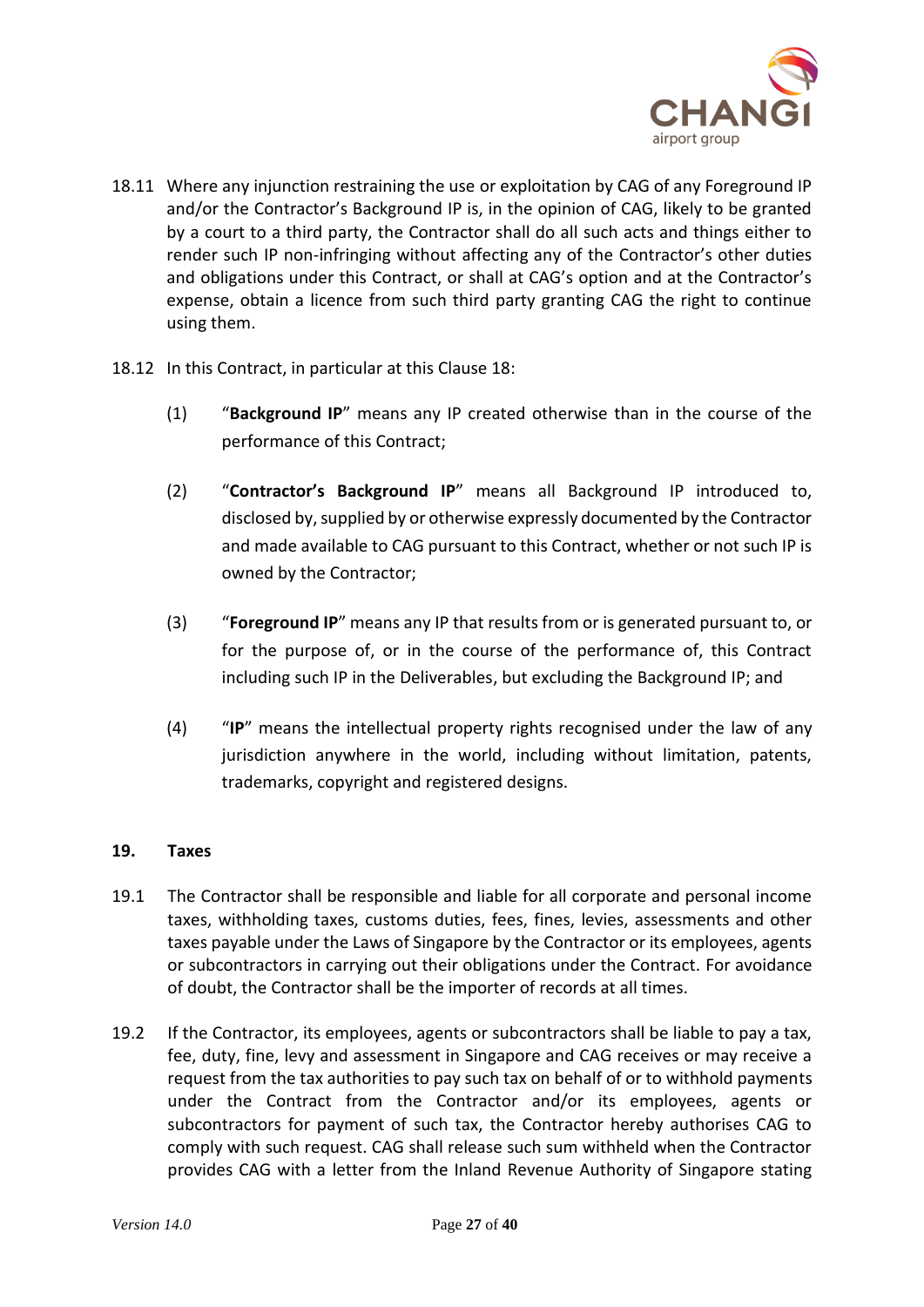18.11 Where any injunction restraining the use or exploitation by CAG of any Foreground IP and/or the Contractor's Background IP is, in the opinion of CAG, likely to be granted by a court to a third party, the Contractor shall do all such acts and things either to render such IP non-infringing without affecting any of the Contractor's other duties and obligations under this Contract, or shall at CAG's option and at the Contractor's expense, obtain a licence from such third party granting CAG the right to continue using them.

18.12 In this Contract, in particular at this Clause 18:

(1) "**Background IP**" means any IP created otherwise than in the course of the performance of this Contract;

(2) "**Contractor's Background IP**" means all Background IP introduced to, disclosed by, supplied by or otherwise expressly documented by the Contractor and made available to CAG pursuant to this Contract, whether or not such IP is owned by the Contractor;

(3) "**Foreground IP**" means any IP that results from or is generated pursuant to, or for the purpose of, or in the course of the performance of, this Contract including such IP in the Deliverables, but excluding the Background IP; and

(4) "**IP**" means the intellectual property rights recognised under the law of any jurisdiction anywhere in the world, including without limitation, patents, trademarks, copyright and registered designs.

## 19. Taxes

19.1 The Contractor shall be responsible and liable for all corporate and personal income taxes, withholding taxes, customs duties, fees, fines, levies, assessments and other taxes payable under the Laws of Singapore by the Contractor or its employees, agents or subcontractors in carrying out their obligations under the Contract. For avoidance of doubt, the Contractor shall be the importer of records at all times.

19.2 If the Contractor, its employees, agents or subcontractors shall be liable to pay a tax, fee, duty, fine, levy and assessment in Singapore and CAG receives or may receive a request from the tax authorities to pay such tax on behalf of or to withhold payments under the Contract from the Contractor and/or its employees, agents or subcontractors for payment of such tax, the Contractor hereby authorises CAG to comply with such request. CAG shall release such sum withheld when the Contractor provides CAG with a letter from the Inland Revenue Authority of Singapore stating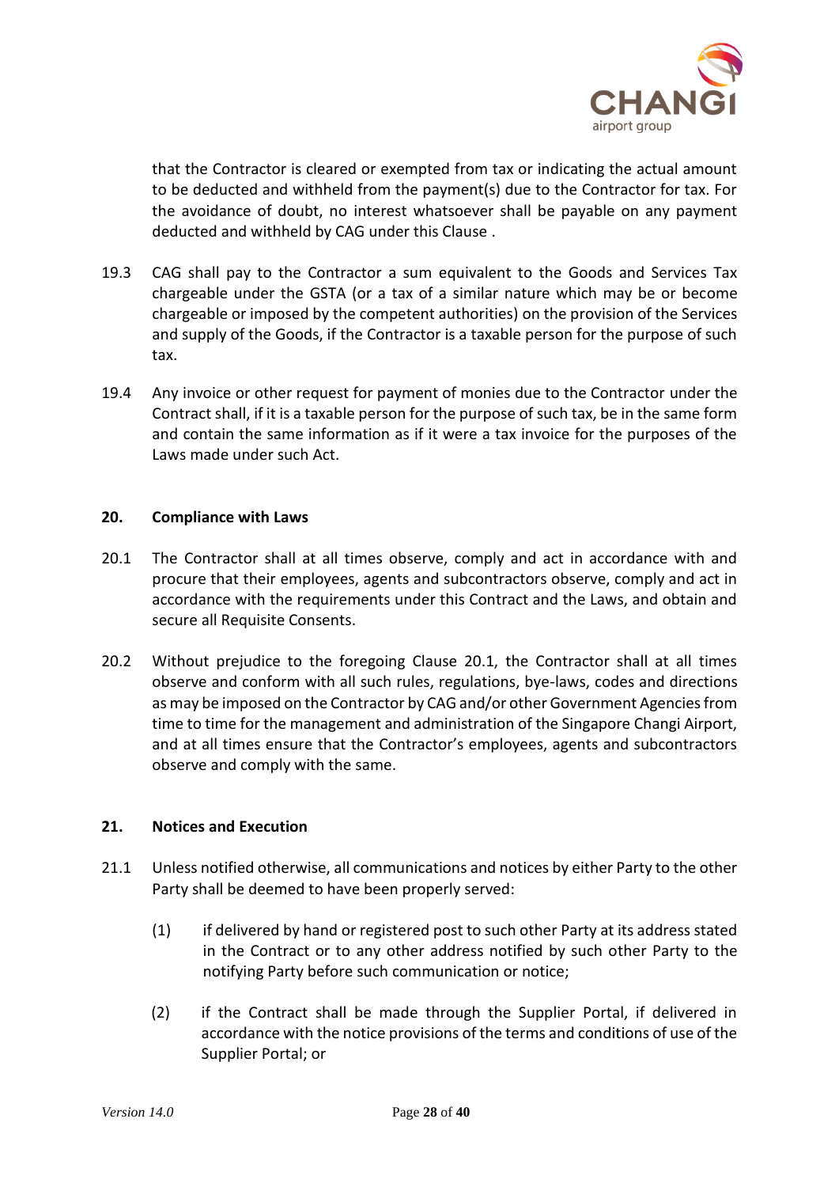that the Contractor is cleared or exempted from tax or indicating the actual amount to be deducted and withheld from the payment(s) due to the Contractor for tax. For the avoidance of doubt, no interest whatsoever shall be payable on any payment deducted and withheld by CAG under this Clause .

19.3 CAG shall pay to the Contractor a sum equivalent to the Goods and Services Tax chargeable under the GSTA (or a tax of a similar nature which may be or become chargeable or imposed by the competent authorities) on the provision of the Services and supply of the Goods, if the Contractor is a taxable person for the purpose of such tax.

19.4 Any invoice or other request for payment of monies due to the Contractor under the Contract shall, if it is a taxable person for the purpose of such tax, be in the same form and contain the same information as if it were a tax invoice for the purposes of the Laws made under such Act.

**20. Compliance with Laws**

20.1 The Contractor shall at all times observe, comply and act in accordance with and procure that their employees, agents and subcontractors observe, comply and act in accordance with the requirements under this Contract and the Laws, and obtain and secure all Requisite Consents.

20.2 Without prejudice to the foregoing Clause 20.1, the Contractor shall at all times observe and conform with all such rules, regulations, bye-laws, codes and directions as may be imposed on the Contractor by CAG and/or other Government Agencies from time to time for the management and administration of the Singapore Changi Airport, and at all times ensure that the Contractor's employees, agents and subcontractors observe and comply with the same.

**21. Notices and Execution**

21.1 Unless notified otherwise, all communications and notices by either Party to the other Party shall be deemed to have been properly served:

(1) if delivered by hand or registered post to such other Party at its address stated in the Contract or to any other address notified by such other Party to the notifying Party before such communication or notice;

(2) if the Contract shall be made through the Supplier Portal, if delivered in accordance with the notice provisions of the terms and conditions of use of the Supplier Portal; or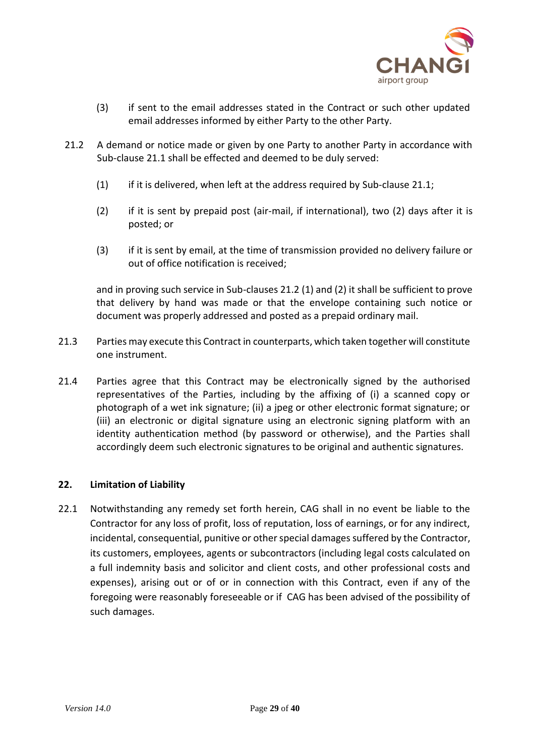(3) if sent to the email addresses stated in the Contract or such other updated email addresses informed by either Party to the other Party.

21.2 A demand or notice made or given by one Party to another Party in accordance with Sub-clause 21.1 shall be effected and deemed to be duly served:

(1) if it is delivered, when left at the address required by Sub-clause 21.1;

(2) if it is sent by prepaid post (air-mail, if international), two (2) days after it is posted; or

(3) if it is sent by email, at the time of transmission provided no delivery failure or out of office notification is received;

and in proving such service in Sub-clauses 21.2 (1) and (2) it shall be sufficient to prove that delivery by hand was made or that the envelope containing such notice or document was properly addressed and posted as a prepaid ordinary mail.

21.3 Parties may execute this Contract in counterparts, which taken together will constitute one instrument.

21.4 Parties agree that this Contract may be electronically signed by the authorised representatives of the Parties, including by the affixing of (i) a scanned copy or photograph of a wet ink signature; (ii) a jpeg or other electronic format signature; or (iii) an electronic or digital signature using an electronic signing platform with an identity authentication method (by password or otherwise), and the Parties shall accordingly deem such electronic signatures to be original and authentic signatures.

## 22. Limitation of Liability

22.1 Notwithstanding any remedy set forth herein, CAG shall in no event be liable to the Contractor for any loss of profit, loss of reputation, loss of earnings, or for any indirect, incidental, consequential, punitive or other special damages suffered by the Contractor, its customers, employees, agents or subcontractors (including legal costs calculated on a full indemnity basis and solicitor and client costs, and other professional costs and expenses), arising out or of or in connection with this Contract, even if any of the foregoing were reasonably foreseeable or if CAG has been advised of the possibility of such damages.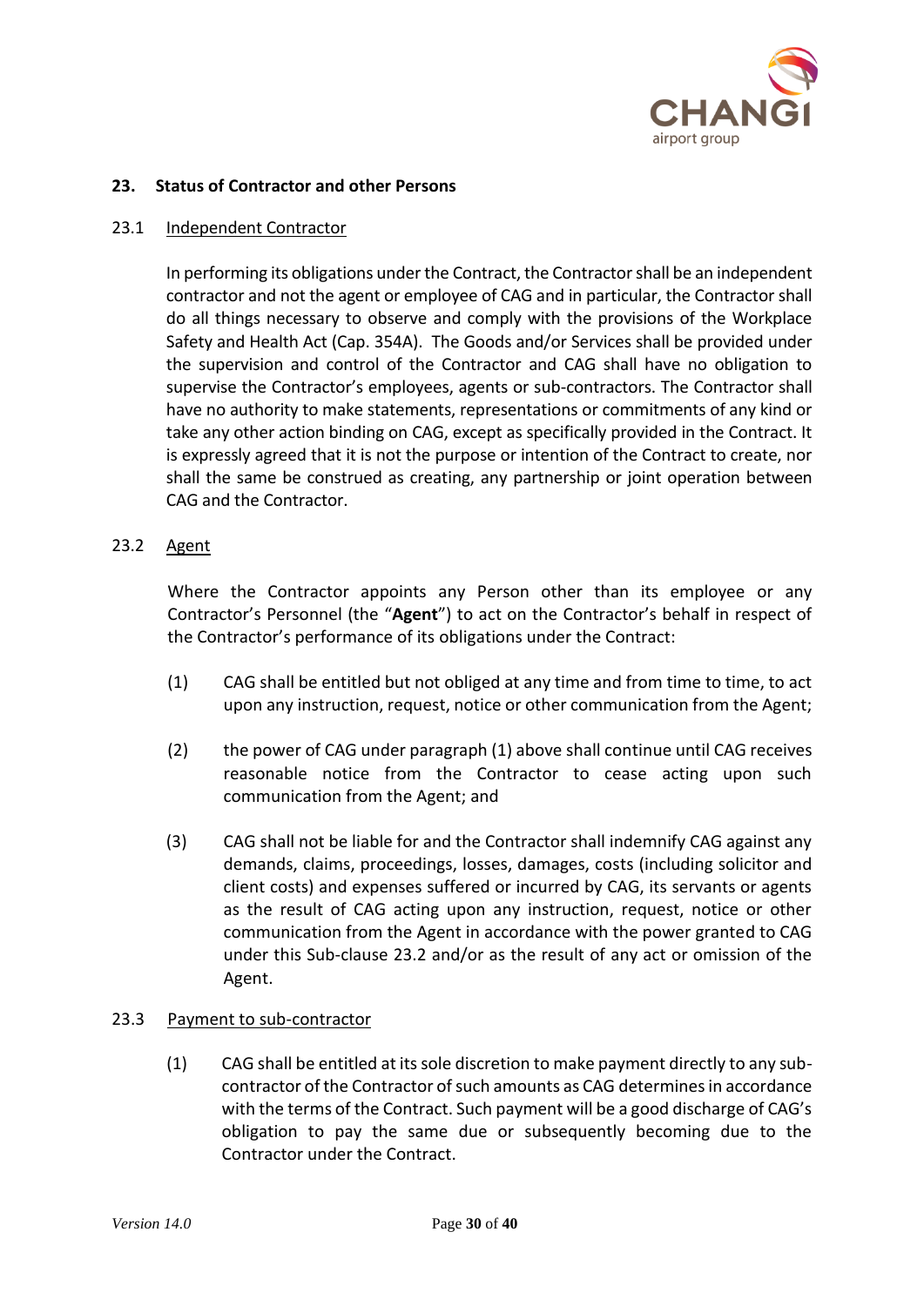## 23. Status of Contractor and other Persons

23.1 Independent Contractor

In performing its obligations under the Contract, the Contractor shall be an independent contractor and not the agent or employee of CAG and in particular, the Contractor shall do all things necessary to observe and comply with the provisions of the Workplace Safety and Health Act (Cap. 354A). The Goods and/or Services shall be provided under the supervision and control of the Contractor and CAG shall have no obligation to supervise the Contractor's employees, agents or sub-contractors. The Contractor shall have no authority to make statements, representations or commitments of any kind or take any other action binding on CAG, except as specifically provided in the Contract. It is expressly agreed that it is not the purpose or intention of the Contract to create, nor shall the same be construed as creating, any partnership or joint operation between CAG and the Contractor.

23.2 Agent

Where the Contractor appoints any Person other than its employee or any Contractor's Personnel (the "**Agent**") to act on the Contractor's behalf in respect of the Contractor's performance of its obligations under the Contract:

(1) CAG shall be entitled but not obliged at any time and from time to time, to act upon any instruction, request, notice or other communication from the Agent;

(2) the power of CAG under paragraph (1) above shall continue until CAG receives reasonable notice from the Contractor to cease acting upon such communication from the Agent; and

(3) CAG shall not be liable for and the Contractor shall indemnify CAG against any demands, claims, proceedings, losses, damages, costs (including solicitor and client costs) and expenses suffered or incurred by CAG, its servants or agents as the result of CAG acting upon any instruction, request, notice or other communication from the Agent in accordance with the power granted to CAG under this Sub-clause 23.2 and/or as the result of any act or omission of the Agent.

23.3 Payment to sub-contractor

(1) CAG shall be entitled at its sole discretion to make payment directly to any sub-contractor of the Contractor of such amounts as CAG determines in accordance with the terms of the Contract. Such payment will be a good discharge of CAG's obligation to pay the same due or subsequently becoming due to the Contractor under the Contract.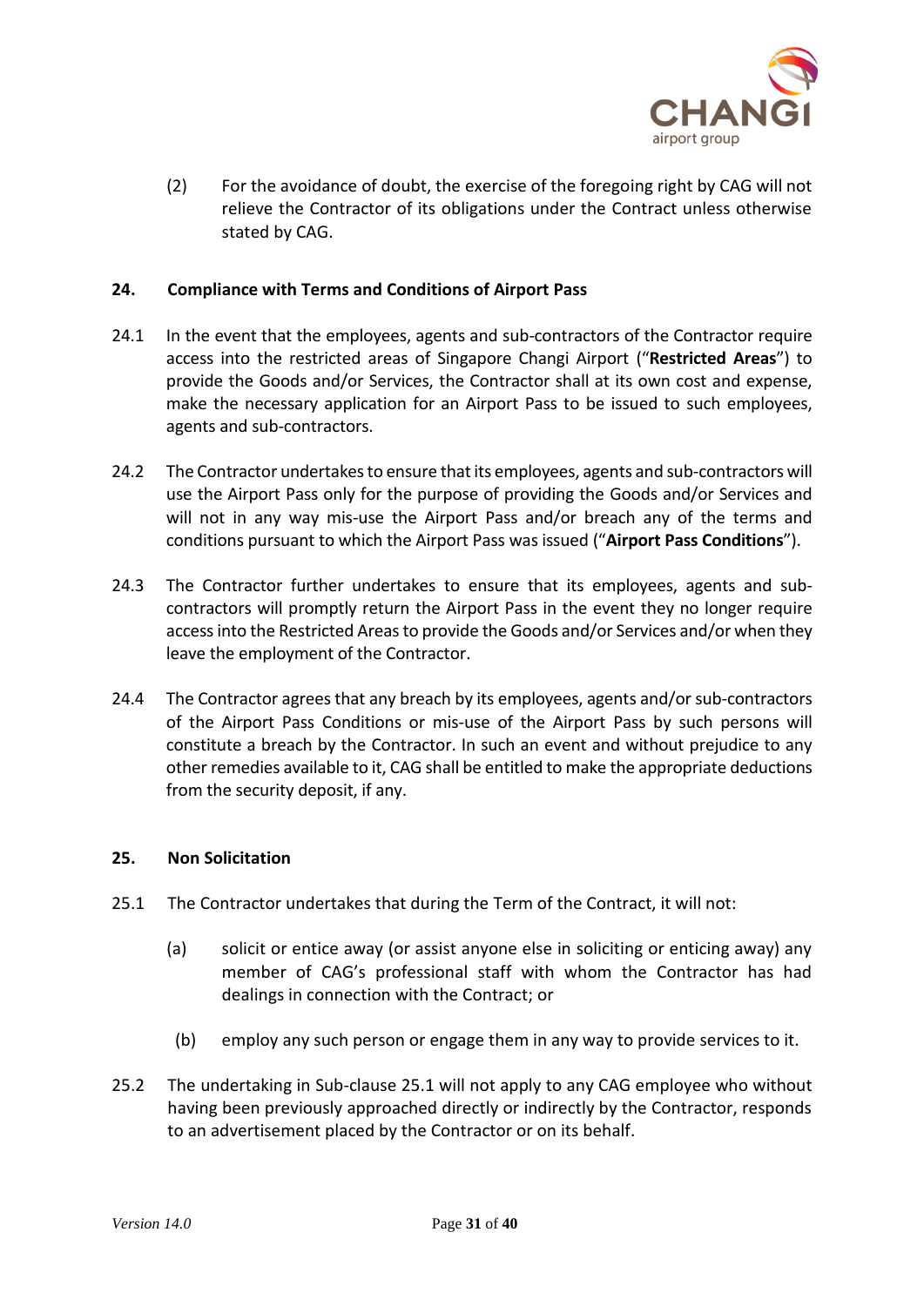(2) For the avoidance of doubt, the exercise of the foregoing right by CAG will not relieve the Contractor of its obligations under the Contract unless otherwise stated by CAG.

## 24. Compliance with Terms and Conditions of Airport Pass

24.1 In the event that the employees, agents and sub-contractors of the Contractor require access into the restricted areas of Singapore Changi Airport ("**Restricted Areas**") to provide the Goods and/or Services, the Contractor shall at its own cost and expense, make the necessary application for an Airport Pass to be issued to such employees, agents and sub-contractors.

24.2 The Contractor undertakes to ensure that its employees, agents and sub-contractors will use the Airport Pass only for the purpose of providing the Goods and/or Services and will not in any way mis-use the Airport Pass and/or breach any of the terms and conditions pursuant to which the Airport Pass was issued ("**Airport Pass Conditions**").

24.3 The Contractor further undertakes to ensure that its employees, agents and sub-contractors will promptly return the Airport Pass in the event they no longer require access into the Restricted Areas to provide the Goods and/or Services and/or when they leave the employment of the Contractor.

24.4 The Contractor agrees that any breach by its employees, agents and/or sub-contractors of the Airport Pass Conditions or mis-use of the Airport Pass by such persons will constitute a breach by the Contractor. In such an event and without prejudice to any other remedies available to it, CAG shall be entitled to make the appropriate deductions from the security deposit, if any.

## 25. Non Solicitation

25.1 The Contractor undertakes that during the Term of the Contract, it will not:

(a) solicit or entice away (or assist anyone else in soliciting or enticing away) any member of CAG's professional staff with whom the Contractor has had dealings in connection with the Contract; or

(b) employ any such person or engage them in any way to provide services to it.

25.2 The undertaking in Sub-clause 25.1 will not apply to any CAG employee who without having been previously approached directly or indirectly by the Contractor, responds to an advertisement placed by the Contractor or on its behalf.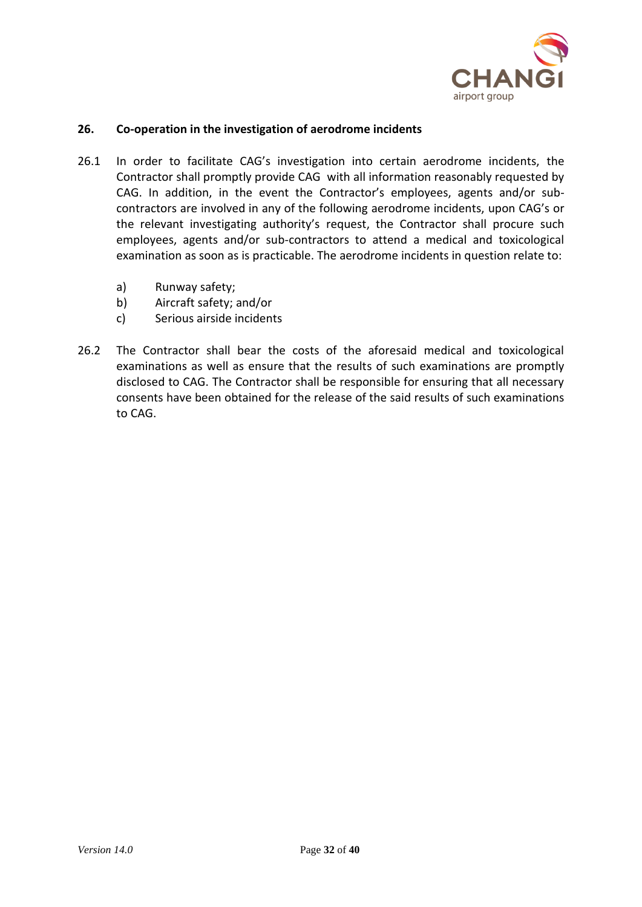## 26. Co-operation in the investigation of aerodrome incidents

26.1 In order to facilitate CAG's investigation into certain aerodrome incidents, the Contractor shall promptly provide CAG with all information reasonably requested by CAG. In addition, in the event the Contractor's employees, agents and/or sub-contractors are involved in any of the following aerodrome incidents, upon CAG's or the relevant investigating authority's request, the Contractor shall procure such employees, agents and/or sub-contractors to attend a medical and toxicological examination as soon as is practicable. The aerodrome incidents in question relate to:

a) Runway safety;
b) Aircraft safety; and/or
c) Serious airside incidents

26.2 The Contractor shall bear the costs of the aforesaid medical and toxicological examinations as well as ensure that the results of such examinations are promptly disclosed to CAG. The Contractor shall be responsible for ensuring that all necessary consents have been obtained for the release of the said results of such examinations to CAG.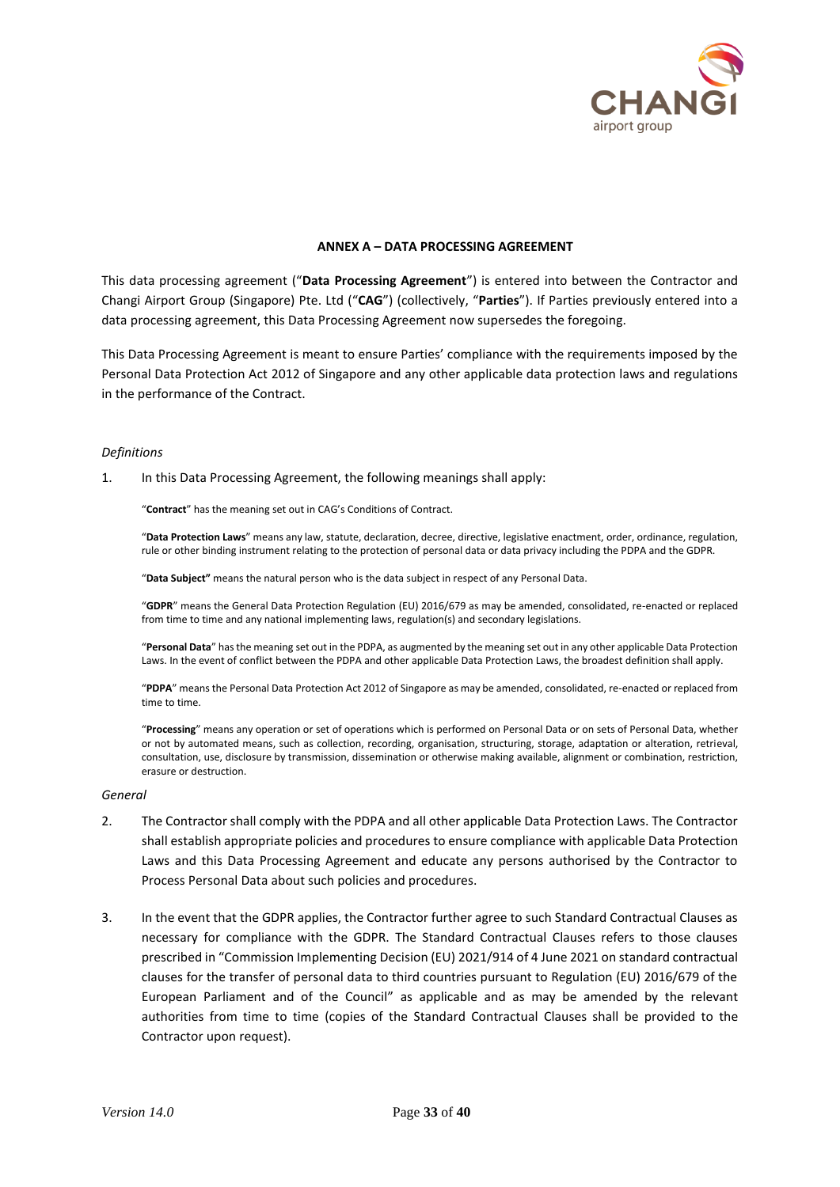**ANNEX A – DATA PROCESSING AGREEMENT**

This data processing agreement ("**Data Processing Agreement**") is entered into between the Contractor and Changi Airport Group (Singapore) Pte. Ltd ("**CAG**") (collectively, "**Parties**"). If Parties previously entered into a data processing agreement, this Data Processing Agreement now supersedes the foregoing.

This Data Processing Agreement is meant to ensure Parties' compliance with the requirements imposed by the Personal Data Protection Act 2012 of Singapore and any other applicable data protection laws and regulations in the performance of the Contract.

*Definitions*

1. In this Data Processing Agreement, the following meanings shall apply:

   "**Contract**" has the meaning set out in CAG's Conditions of Contract.

   "**Data Protection Laws**" means any law, statute, declaration, decree, directive, legislative enactment, order, ordinance, regulation, rule or other binding instrument relating to the protection of personal data or data privacy including the PDPA and the GDPR.

   "**Data Subject"** means the natural person who is the data subject in respect of any Personal Data.

   "**GDPR**" means the General Data Protection Regulation (EU) 2016/679 as may be amended, consolidated, re-enacted or replaced from time to time and any national implementing laws, regulation(s) and secondary legislations.

   "**Personal Data**" has the meaning set out in the PDPA, as augmented by the meaning set out in any other applicable Data Protection Laws. In the event of conflict between the PDPA and other applicable Data Protection Laws, the broadest definition shall apply.

   "**PDPA**" means the Personal Data Protection Act 2012 of Singapore as may be amended, consolidated, re-enacted or replaced from time to time.

   "**Processing**" means any operation or set of operations which is performed on Personal Data or on sets of Personal Data, whether or not by automated means, such as collection, recording, organisation, structuring, storage, adaptation or alteration, retrieval, consultation, use, disclosure by transmission, dissemination or otherwise making available, alignment or combination, restriction, erasure or destruction.

*General*

2. The Contractor shall comply with the PDPA and all other applicable Data Protection Laws. The Contractor shall establish appropriate policies and procedures to ensure compliance with applicable Data Protection Laws and this Data Processing Agreement and educate any persons authorised by the Contractor to Process Personal Data about such policies and procedures.

3. In the event that the GDPR applies, the Contractor further agree to such Standard Contractual Clauses as necessary for compliance with the GDPR. The Standard Contractual Clauses refers to those clauses prescribed in "Commission Implementing Decision (EU) 2021/914 of 4 June 2021 on standard contractual clauses for the transfer of personal data to third countries pursuant to Regulation (EU) 2016/679 of the European Parliament and of the Council" as applicable and as may be amended by the relevant authorities from time to time (copies of the Standard Contractual Clauses shall be provided to the Contractor upon request).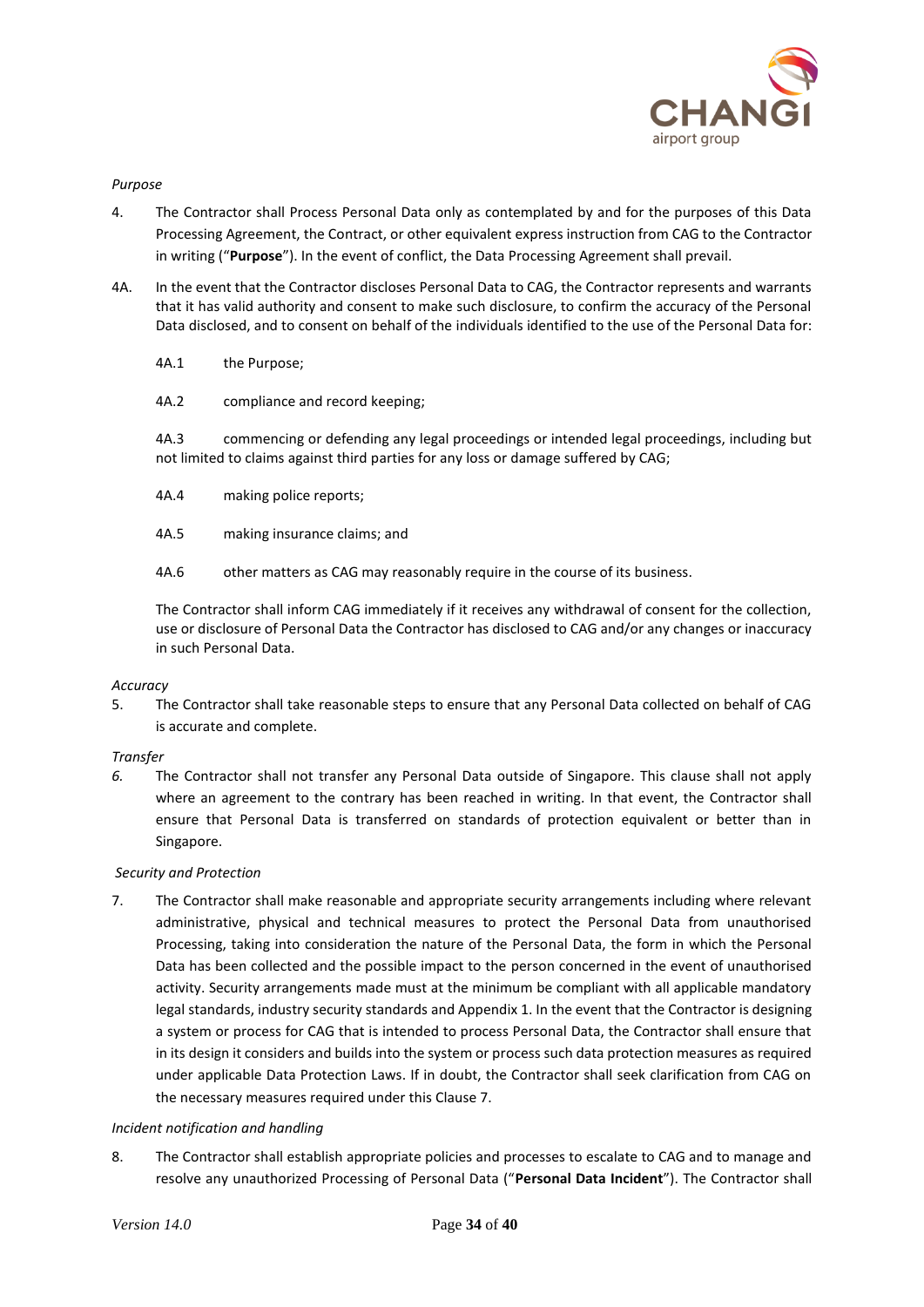*Purpose*

4. The Contractor shall Process Personal Data only as contemplated by and for the purposes of this Data Processing Agreement, the Contract, or other equivalent express instruction from CAG to the Contractor in writing ("**Purpose**"). In the event of conflict, the Data Processing Agreement shall prevail.

4A. In the event that the Contractor discloses Personal Data to CAG, the Contractor represents and warrants that it has valid authority and consent to make such disclosure, to confirm the accuracy of the Personal Data disclosed, and to consent on behalf of the individuals identified to the use of the Personal Data for:

4A.1 the Purpose;

4A.2 compliance and record keeping;

4A.3 commencing or defending any legal proceedings or intended legal proceedings, including but not limited to claims against third parties for any loss or damage suffered by CAG;

4A.4 making police reports;

4A.5 making insurance claims; and

4A.6 other matters as CAG may reasonably require in the course of its business.

The Contractor shall inform CAG immediately if it receives any withdrawal of consent for the collection, use or disclosure of Personal Data the Contractor has disclosed to CAG and/or any changes or inaccuracy in such Personal Data.

*Accuracy*

5. The Contractor shall take reasonable steps to ensure that any Personal Data collected on behalf of CAG is accurate and complete.

*Transfer*

*6.* The Contractor shall not transfer any Personal Data outside of Singapore. This clause shall not apply where an agreement to the contrary has been reached in writing. In that event, the Contractor shall ensure that Personal Data is transferred on standards of protection equivalent or better than in Singapore.

*Security and Protection*

7. The Contractor shall make reasonable and appropriate security arrangements including where relevant administrative, physical and technical measures to protect the Personal Data from unauthorised Processing, taking into consideration the nature of the Personal Data, the form in which the Personal Data has been collected and the possible impact to the person concerned in the event of unauthorised activity. Security arrangements made must at the minimum be compliant with all applicable mandatory legal standards, industry security standards and Appendix 1. In the event that the Contractor is designing a system or process for CAG that is intended to process Personal Data, the Contractor shall ensure that in its design it considers and builds into the system or process such data protection measures as required under applicable Data Protection Laws. If in doubt, the Contractor shall seek clarification from CAG on the necessary measures required under this Clause 7.

*Incident notification and handling*

8. The Contractor shall establish appropriate policies and processes to escalate to CAG and to manage and resolve any unauthorized Processing of Personal Data ("**Personal Data Incident**"). The Contractor shall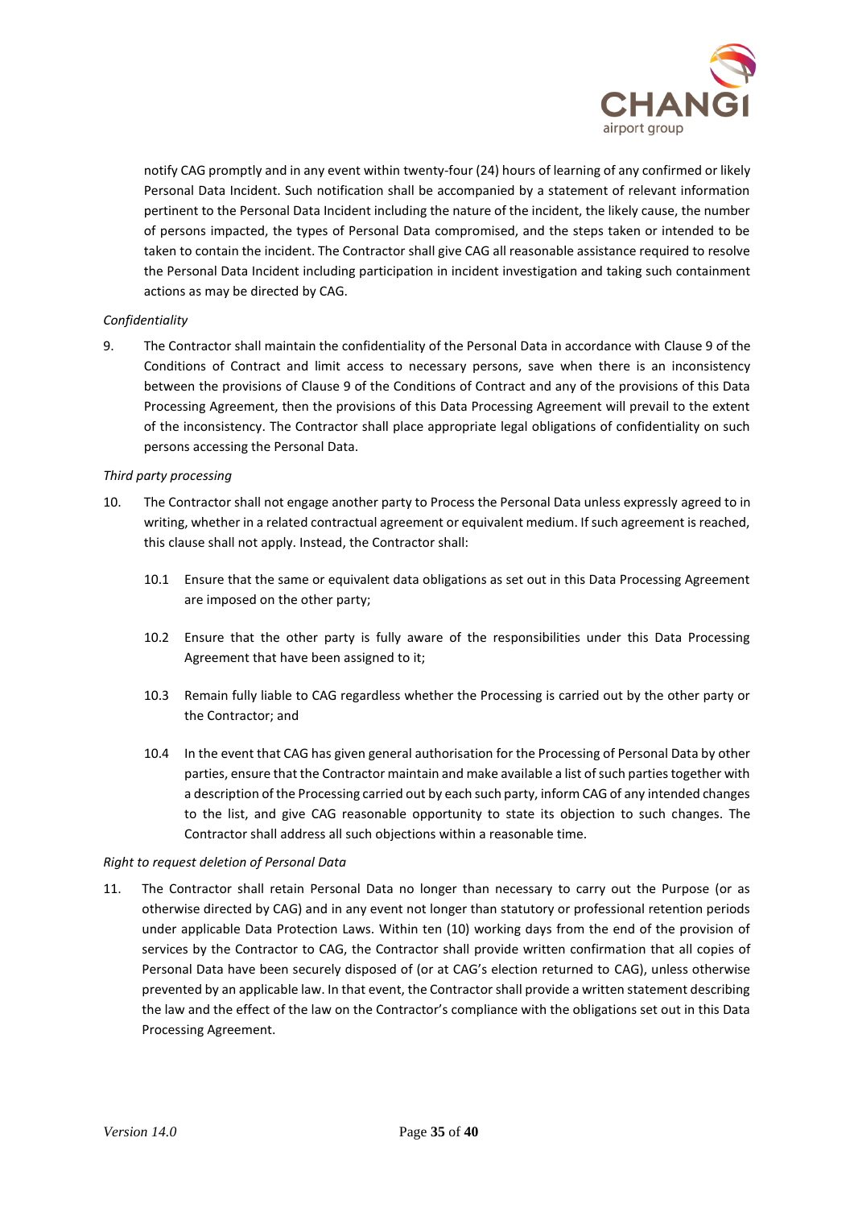notify CAG promptly and in any event within twenty-four (24) hours of learning of any confirmed or likely Personal Data Incident. Such notification shall be accompanied by a statement of relevant information pertinent to the Personal Data Incident including the nature of the incident, the likely cause, the number of persons impacted, the types of Personal Data compromised, and the steps taken or intended to be taken to contain the incident. The Contractor shall give CAG all reasonable assistance required to resolve the Personal Data Incident including participation in incident investigation and taking such containment actions as may be directed by CAG.

*Confidentiality*

9. The Contractor shall maintain the confidentiality of the Personal Data in accordance with Clause 9 of the Conditions of Contract and limit access to necessary persons, save when there is an inconsistency between the provisions of Clause 9 of the Conditions of Contract and any of the provisions of this Data Processing Agreement, then the provisions of this Data Processing Agreement will prevail to the extent of the inconsistency. The Contractor shall place appropriate legal obligations of confidentiality on such persons accessing the Personal Data.

*Third party processing*

10. The Contractor shall not engage another party to Process the Personal Data unless expressly agreed to in writing, whether in a related contractual agreement or equivalent medium. If such agreement is reached, this clause shall not apply. Instead, the Contractor shall:

    10.1 Ensure that the same or equivalent data obligations as set out in this Data Processing Agreement are imposed on the other party;

    10.2 Ensure that the other party is fully aware of the responsibilities under this Data Processing Agreement that have been assigned to it;

    10.3 Remain fully liable to CAG regardless whether the Processing is carried out by the other party or the Contractor; and

    10.4 In the event that CAG has given general authorisation for the Processing of Personal Data by other parties, ensure that the Contractor maintain and make available a list of such parties together with a description of the Processing carried out by each such party, inform CAG of any intended changes to the list, and give CAG reasonable opportunity to state its objection to such changes. The Contractor shall address all such objections within a reasonable time.

*Right to request deletion of Personal Data*

11. The Contractor shall retain Personal Data no longer than necessary to carry out the Purpose (or as otherwise directed by CAG) and in any event not longer than statutory or professional retention periods under applicable Data Protection Laws. Within ten (10) working days from the end of the provision of services by the Contractor to CAG, the Contractor shall provide written confirmation that all copies of Personal Data have been securely disposed of (or at CAG's election returned to CAG), unless otherwise prevented by an applicable law. In that event, the Contractor shall provide a written statement describing the law and the effect of the law on the Contractor's compliance with the obligations set out in this Data Processing Agreement.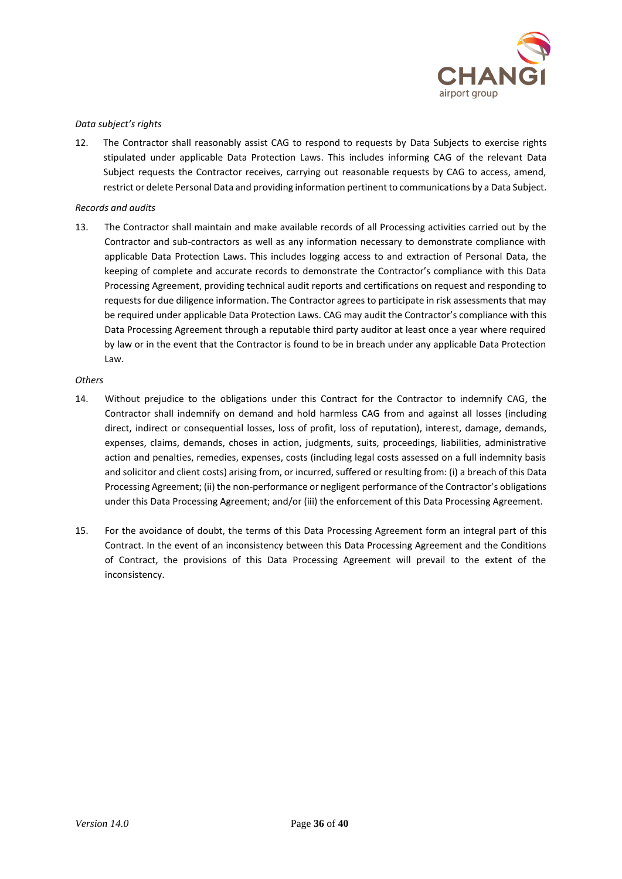*Data subject's rights*

12. The Contractor shall reasonably assist CAG to respond to requests by Data Subjects to exercise rights stipulated under applicable Data Protection Laws. This includes informing CAG of the relevant Data Subject requests the Contractor receives, carrying out reasonable requests by CAG to access, amend, restrict or delete Personal Data and providing information pertinent to communications by a Data Subject.

*Records and audits*

13. The Contractor shall maintain and make available records of all Processing activities carried out by the Contractor and sub-contractors as well as any information necessary to demonstrate compliance with applicable Data Protection Laws. This includes logging access to and extraction of Personal Data, the keeping of complete and accurate records to demonstrate the Contractor's compliance with this Data Processing Agreement, providing technical audit reports and certifications on request and responding to requests for due diligence information. The Contractor agrees to participate in risk assessments that may be required under applicable Data Protection Laws. CAG may audit the Contractor's compliance with this Data Processing Agreement through a reputable third party auditor at least once a year where required by law or in the event that the Contractor is found to be in breach under any applicable Data Protection Law.

*Others*

14. Without prejudice to the obligations under this Contract for the Contractor to indemnify CAG, the Contractor shall indemnify on demand and hold harmless CAG from and against all losses (including direct, indirect or consequential losses, loss of profit, loss of reputation), interest, damage, demands, expenses, claims, demands, choses in action, judgments, suits, proceedings, liabilities, administrative action and penalties, remedies, expenses, costs (including legal costs assessed on a full indemnity basis and solicitor and client costs) arising from, or incurred, suffered or resulting from: (i) a breach of this Data Processing Agreement; (ii) the non-performance or negligent performance of the Contractor's obligations under this Data Processing Agreement; and/or (iii) the enforcement of this Data Processing Agreement.

15. For the avoidance of doubt, the terms of this Data Processing Agreement form an integral part of this Contract. In the event of an inconsistency between this Data Processing Agreement and the Conditions of Contract, the provisions of this Data Processing Agreement will prevail to the extent of the inconsistency.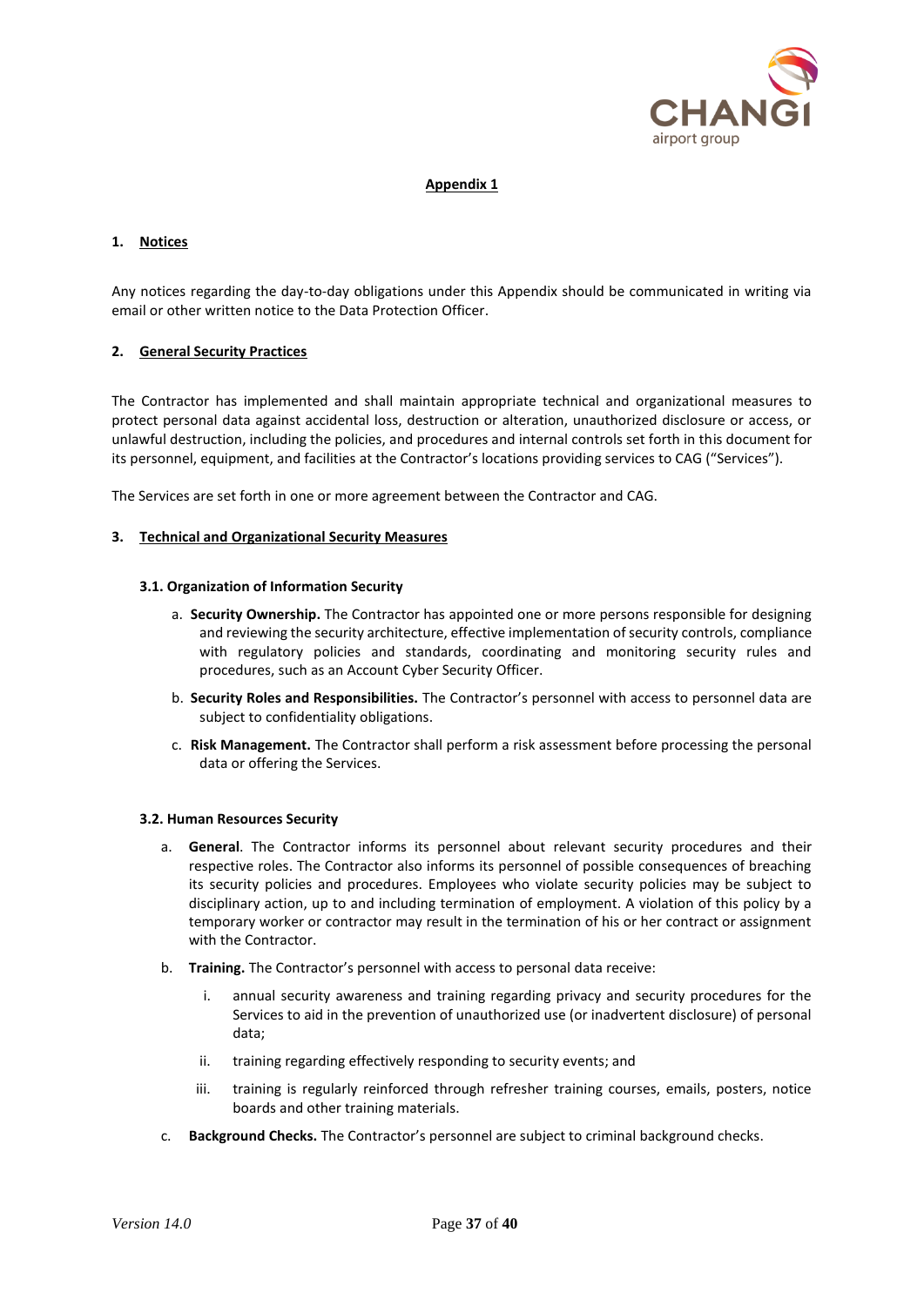## Appendix 1

### 1. Notices

Any notices regarding the day-to-day obligations under this Appendix should be communicated in writing via email or other written notice to the Data Protection Officer.

### 2. General Security Practices

The Contractor has implemented and shall maintain appropriate technical and organizational measures to protect personal data against accidental loss, destruction or alteration, unauthorized disclosure or access, or unlawful destruction, including the policies, and procedures and internal controls set forth in this document for its personnel, equipment, and facilities at the Contractor's locations providing services to CAG ("Services").

The Services are set forth in one or more agreement between the Contractor and CAG.

### 3. Technical and Organizational Security Measures

#### 3.1. Organization of Information Security

a. **Security Ownership.** The Contractor has appointed one or more persons responsible for designing and reviewing the security architecture, effective implementation of security controls, compliance with regulatory policies and standards, coordinating and monitoring security rules and procedures, such as an Account Cyber Security Officer.

b. **Security Roles and Responsibilities.** The Contractor's personnel with access to personnel data are subject to confidentiality obligations.

c. **Risk Management.** The Contractor shall perform a risk assessment before processing the personal data or offering the Services.

#### 3.2. Human Resources Security

a. **General**. The Contractor informs its personnel about relevant security procedures and their respective roles. The Contractor also informs its personnel of possible consequences of breaching its security policies and procedures. Employees who violate security policies may be subject to disciplinary action, up to and including termination of employment. A violation of this policy by a temporary worker or contractor may result in the termination of his or her contract or assignment with the Contractor.

b. **Training.** The Contractor's personnel with access to personal data receive:

   i. annual security awareness and training regarding privacy and security procedures for the Services to aid in the prevention of unauthorized use (or inadvertent disclosure) of personal data;

   ii. training regarding effectively responding to security events; and

   iii. training is regularly reinforced through refresher training courses, emails, posters, notice boards and other training materials.

c. **Background Checks.** The Contractor's personnel are subject to criminal background checks.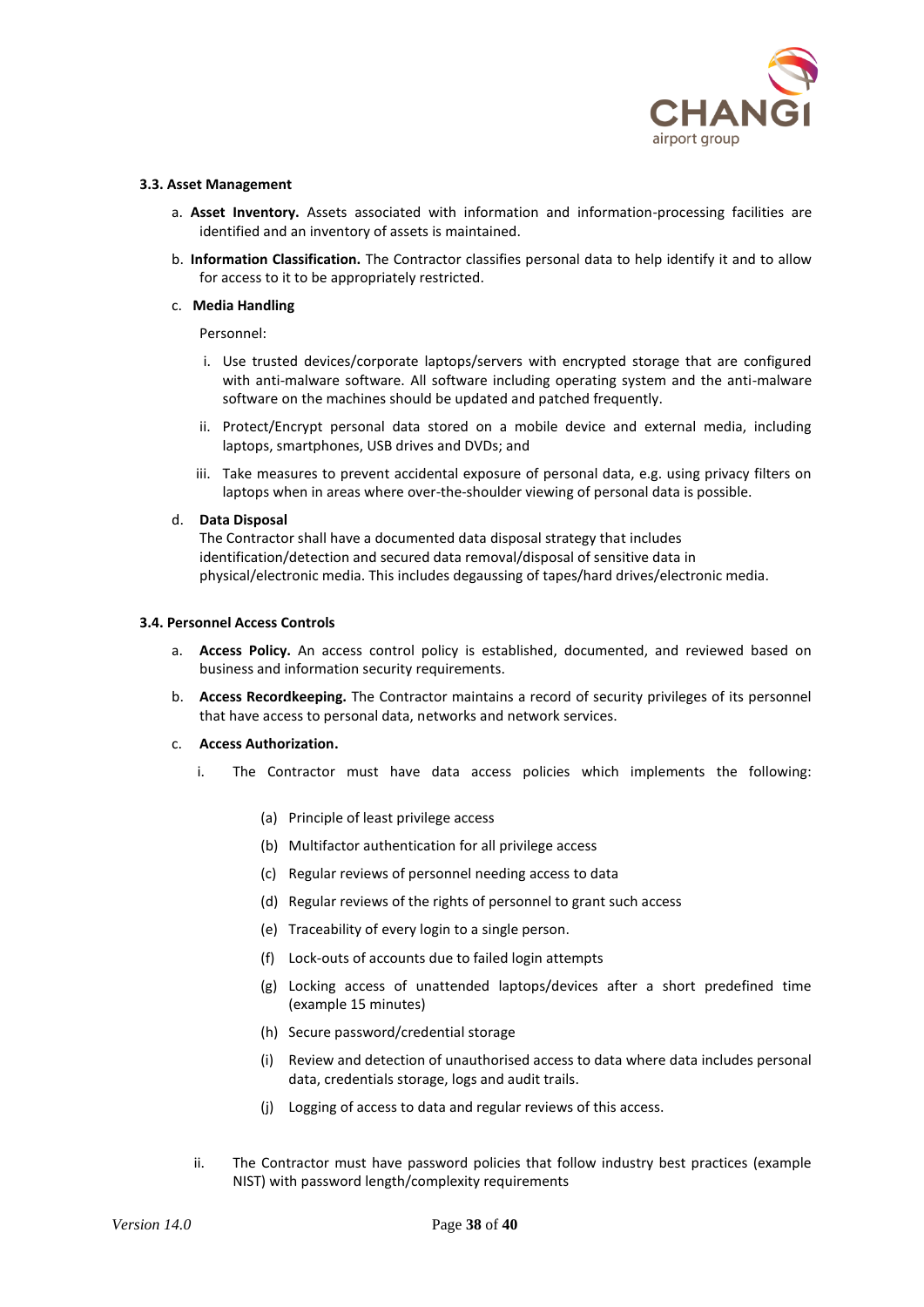### 3.3. Asset Management

a. **Asset Inventory.** Assets associated with information and information-processing facilities are identified and an inventory of assets is maintained.

b. **Information Classification.** The Contractor classifies personal data to help identify it and to allow for access to it to be appropriately restricted.

c. **Media Handling**

   Personnel:

   i. Use trusted devices/corporate laptops/servers with encrypted storage that are configured with anti-malware software. All software including operating system and the anti-malware software on the machines should be updated and patched frequently.

   ii. Protect/Encrypt personal data stored on a mobile device and external media, including laptops, smartphones, USB drives and DVDs; and

   iii. Take measures to prevent accidental exposure of personal data, e.g. using privacy filters on laptops when in areas where over-the-shoulder viewing of personal data is possible.

d. **Data Disposal**
   The Contractor shall have a documented data disposal strategy that includes identification/detection and secured data removal/disposal of sensitive data in physical/electronic media. This includes degaussing of tapes/hard drives/electronic media.

### 3.4. Personnel Access Controls

a. **Access Policy.** An access control policy is established, documented, and reviewed based on business and information security requirements.

b. **Access Recordkeeping.** The Contractor maintains a record of security privileges of its personnel that have access to personal data, networks and network services.

c. **Access Authorization.**

   i. The Contractor must have data access policies which implements the following:

      (a) Principle of least privilege access

      (b) Multifactor authentication for all privilege access

      (c) Regular reviews of personnel needing access to data

      (d) Regular reviews of the rights of personnel to grant such access

      (e) Traceability of every login to a single person.

      (f) Lock-outs of accounts due to failed login attempts

      (g) Locking access of unattended laptops/devices after a short predefined time (example 15 minutes)

      (h) Secure password/credential storage

      (i) Review and detection of unauthorised access to data where data includes personal data, credentials storage, logs and audit trails.

      (j) Logging of access to data and regular reviews of this access.

   ii. The Contractor must have password policies that follow industry best practices (example NIST) with password length/complexity requirements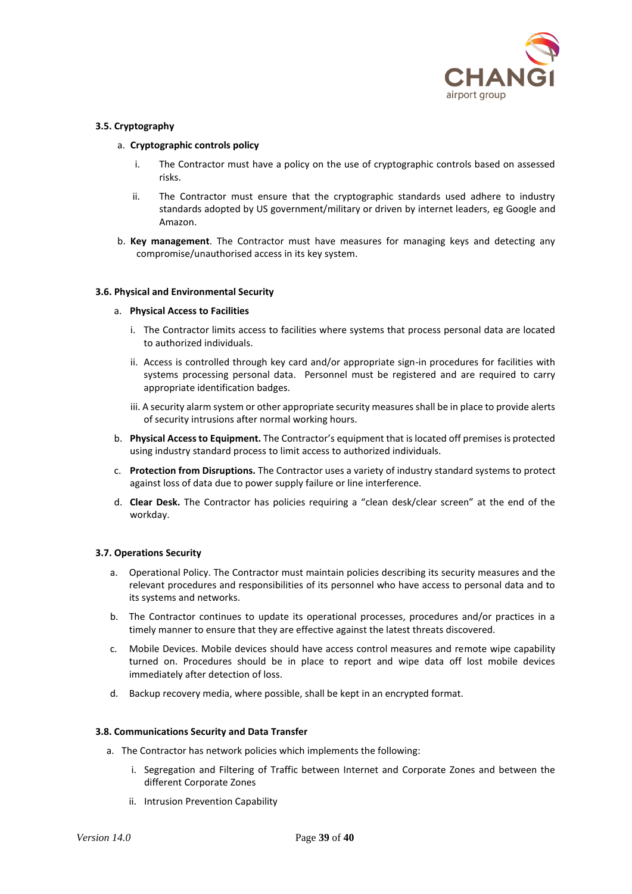### 3.5. Cryptography

a. **Cryptographic controls policy**

   i. The Contractor must have a policy on the use of cryptographic controls based on assessed risks.

   ii. The Contractor must ensure that the cryptographic standards used adhere to industry standards adopted by US government/military or driven by internet leaders, eg Google and Amazon.

b. **Key management**. The Contractor must have measures for managing keys and detecting any compromise/unauthorised access in its key system.

### 3.6. Physical and Environmental Security

a. **Physical Access to Facilities**

   i. The Contractor limits access to facilities where systems that process personal data are located to authorized individuals.

   ii. Access is controlled through key card and/or appropriate sign-in procedures for facilities with systems processing personal data. Personnel must be registered and are required to carry appropriate identification badges.

   iii. A security alarm system or other appropriate security measures shall be in place to provide alerts of security intrusions after normal working hours.

b. **Physical Access to Equipment.** The Contractor's equipment that is located off premises is protected using industry standard process to limit access to authorized individuals.

c. **Protection from Disruptions.** The Contractor uses a variety of industry standard systems to protect against loss of data due to power supply failure or line interference.

d. **Clear Desk.** The Contractor has policies requiring a "clean desk/clear screen" at the end of the workday.

### 3.7. Operations Security

a. Operational Policy. The Contractor must maintain policies describing its security measures and the relevant procedures and responsibilities of its personnel who have access to personal data and to its systems and networks.

b. The Contractor continues to update its operational processes, procedures and/or practices in a timely manner to ensure that they are effective against the latest threats discovered.

c. Mobile Devices. Mobile devices should have access control measures and remote wipe capability turned on. Procedures should be in place to report and wipe data off lost mobile devices immediately after detection of loss.

d. Backup recovery media, where possible, shall be kept in an encrypted format.

### 3.8. Communications Security and Data Transfer

a. The Contractor has network policies which implements the following:

   i. Segregation and Filtering of Traffic between Internet and Corporate Zones and between the different Corporate Zones

   ii. Intrusion Prevention Capability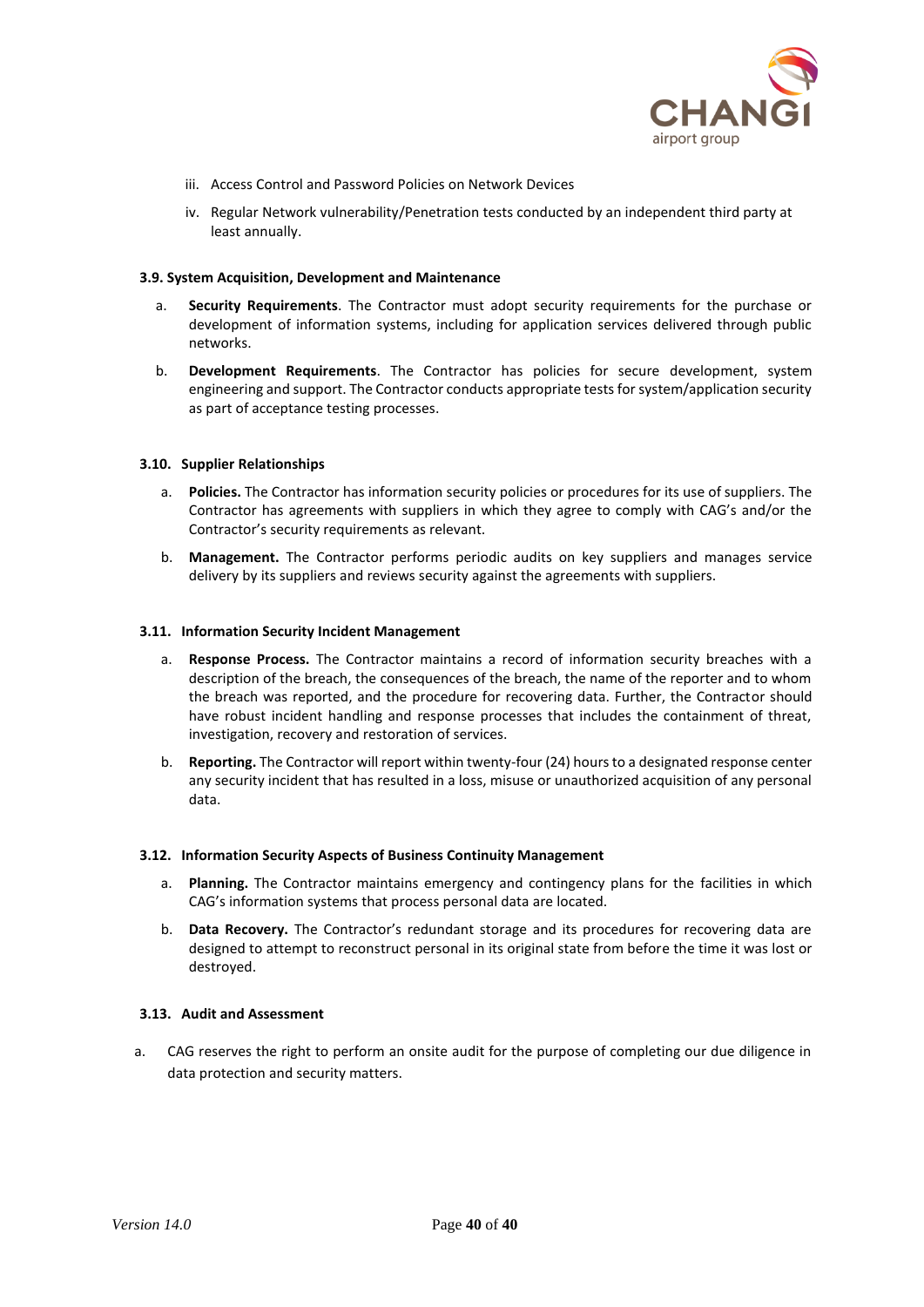iii. Access Control and Password Policies on Network Devices

iv. Regular Network vulnerability/Penetration tests conducted by an independent third party at least annually.

**3.9. System Acquisition, Development and Maintenance**

a. **Security Requirements**. The Contractor must adopt security requirements for the purchase or development of information systems, including for application services delivered through public networks.

b. **Development Requirements**. The Contractor has policies for secure development, system engineering and support. The Contractor conducts appropriate tests for system/application security as part of acceptance testing processes.

**3.10. Supplier Relationships**

a. **Policies.** The Contractor has information security policies or procedures for its use of suppliers. The Contractor has agreements with suppliers in which they agree to comply with CAG's and/or the Contractor's security requirements as relevant.

b. **Management.** The Contractor performs periodic audits on key suppliers and manages service delivery by its suppliers and reviews security against the agreements with suppliers.

**3.11. Information Security Incident Management**

a. **Response Process.** The Contractor maintains a record of information security breaches with a description of the breach, the consequences of the breach, the name of the reporter and to whom the breach was reported, and the procedure for recovering data. Further, the Contractor should have robust incident handling and response processes that includes the containment of threat, investigation, recovery and restoration of services.

b. **Reporting.** The Contractor will report within twenty-four (24) hours to a designated response center any security incident that has resulted in a loss, misuse or unauthorized acquisition of any personal data.

**3.12. Information Security Aspects of Business Continuity Management**

a. **Planning.** The Contractor maintains emergency and contingency plans for the facilities in which CAG's information systems that process personal data are located.

b. **Data Recovery.** The Contractor's redundant storage and its procedures for recovering data are designed to attempt to reconstruct personal in its original state from before the time it was lost or destroyed.

**3.13. Audit and Assessment**

a. CAG reserves the right to perform an onsite audit for the purpose of completing our due diligence in data protection and security matters.